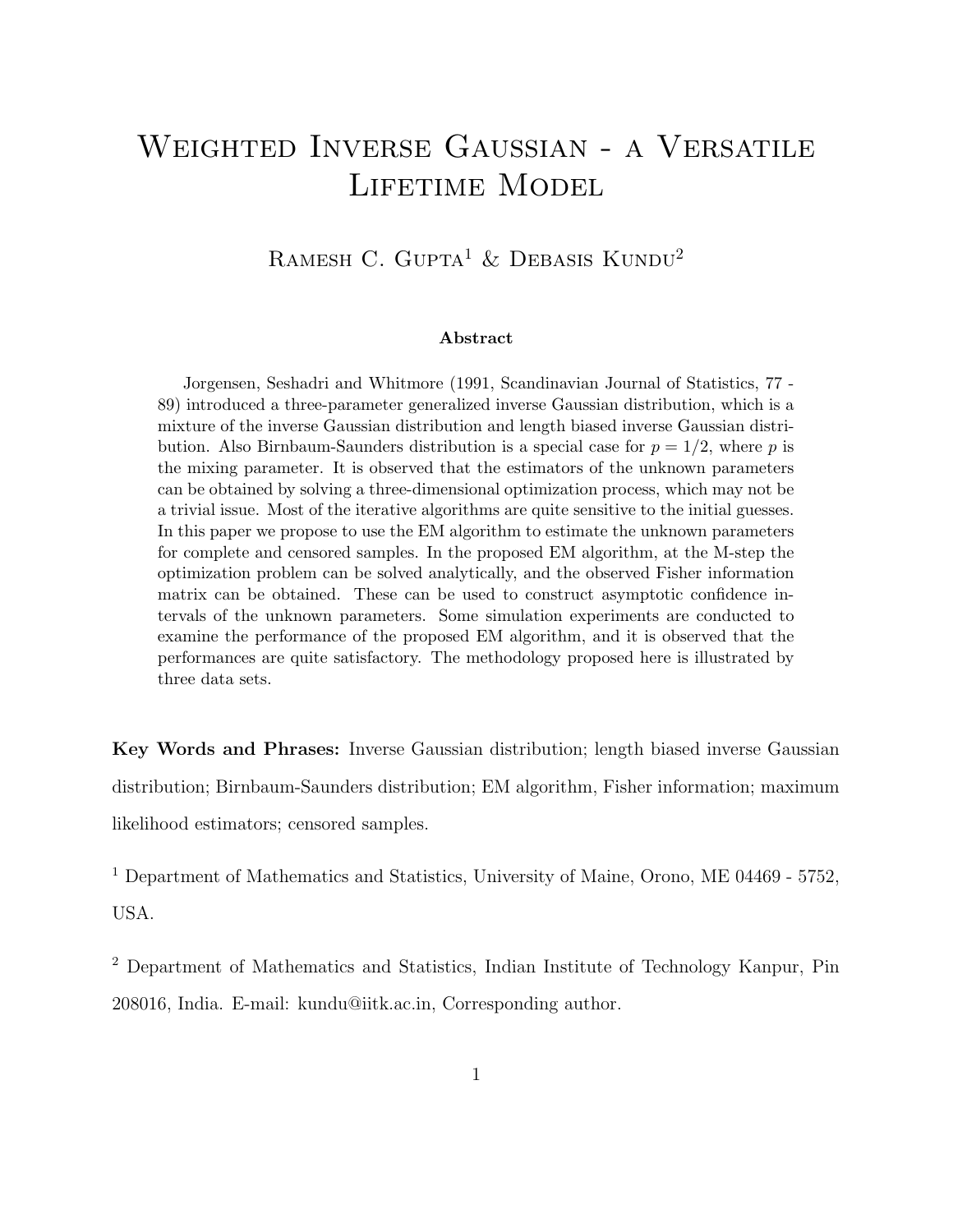# Weighted Inverse Gaussian - a Versatile Lifetime Model

Ramesh C. Gupta[1] & Debasis Kundu[2]

**Abstract**

Jorgensen, Seshadri and Whitmore (1991, Scandinavian Journal of Statistics, 77 - 89) introduced a three-parameter generalized inverse Gaussian distribution, which is a mixture of the inverse Gaussian distribution and length biased inverse Gaussian distribution. Also Birnbaum-Saunders distribution is a special case for $p = 1/2$, where $p$ is the mixing parameter. It is observed that the estimators of the unknown parameters can be obtained by solving a three-dimensional optimization process, which may not be a trivial issue. Most of the iterative algorithms are quite sensitive to the initial guesses. In this paper we propose to use the EM algorithm to estimate the unknown parameters for complete and censored samples. In the proposed EM algorithm, at the M-step the optimization problem can be solved analytically, and the observed Fisher information matrix can be obtained. These can be used to construct asymptotic confidence intervals of the unknown parameters. Some simulation experiments are conducted to examine the performance of the proposed EM algorithm, and it is observed that the performances are quite satisfactory. The methodology proposed here is illustrated by three data sets.

**Key Words and Phrases:** Inverse Gaussian distribution; length biased inverse Gaussian distribution; Birnbaum-Saunders distribution; EM algorithm, Fisher information; maximum likelihood estimators; censored samples.

[1] Department of Mathematics and Statistics, University of Maine, Orono, ME 04469 - 5752, USA.

[2] Department of Mathematics and Statistics, Indian Institute of Technology Kanpur, Pin 208016, India. E-mail: kundu@iitk.ac.in, Corresponding author.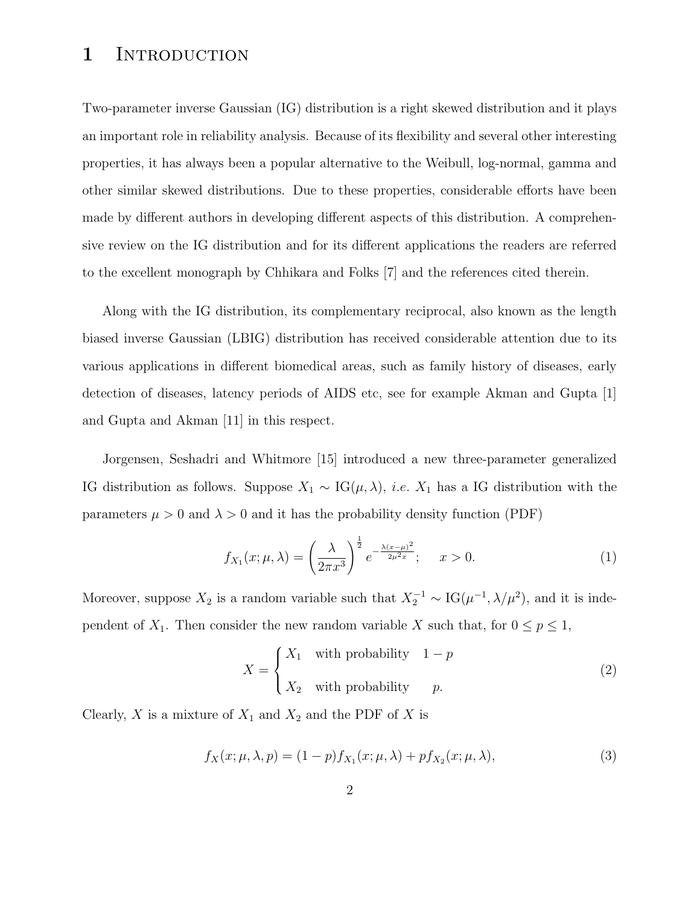# 1 Introduction

Two-parameter inverse Gaussian (IG) distribution is a right skewed distribution and it plays an important role in reliability analysis. Because of its flexibility and several other interesting properties, it has always been a popular alternative to the Weibull, log-normal, gamma and other similar skewed distributions. Due to these properties, considerable efforts have been made by different authors in developing different aspects of this distribution. A comprehensive review on the IG distribution and for its different applications the readers are referred to the excellent monograph by Chhikara and Folks [7] and the references cited therein.

Along with the IG distribution, its complementary reciprocal, also known as the length biased inverse Gaussian (LBIG) distribution has received considerable attention due to its various applications in different biomedical areas, such as family history of diseases, early detection of diseases, latency periods of AIDS etc, see for example Akman and Gupta [1] and Gupta and Akman [11] in this respect.

Jorgensen, Seshadri and Whitmore [15] introduced a new three-parameter generalized IG distribution as follows. Suppose $X_1 \sim \text{IG}(\mu, \lambda)$, *i.e.* $X_1$ has a IG distribution with the parameters $\mu > 0$ and $\lambda > 0$ and it has the probability density function (PDF)

$$f_{X_1}(x;\mu,\lambda) = \left(\frac{\lambda}{2\pi x^3}\right)^{\frac{1}{2}} e^{-\frac{\lambda(x-\mu)^2}{2\mu^2 x}}; \quad x > 0. \tag{1}$$

Moreover, suppose $X_2$ is a random variable such that $X_2^{-1} \sim \text{IG}(\mu^{-1}, \lambda/\mu^2)$, and it is independent of $X_1$. Then consider the new random variable $X$ such that, for $0 \le p \le 1$,

$$X = \begin{cases} X_1 & \text{with probability} \quad 1-p \\ X_2 & \text{with probability} \quad p. \end{cases} \tag{2}$$

Clearly, $X$ is a mixture of $X_1$ and $X_2$ and the PDF of $X$ is

$$f_X(x;\mu,\lambda,p) = (1-p)f_{X_1}(x;\mu,\lambda) + pf_{X_2}(x;\mu,\lambda), \tag{3}$$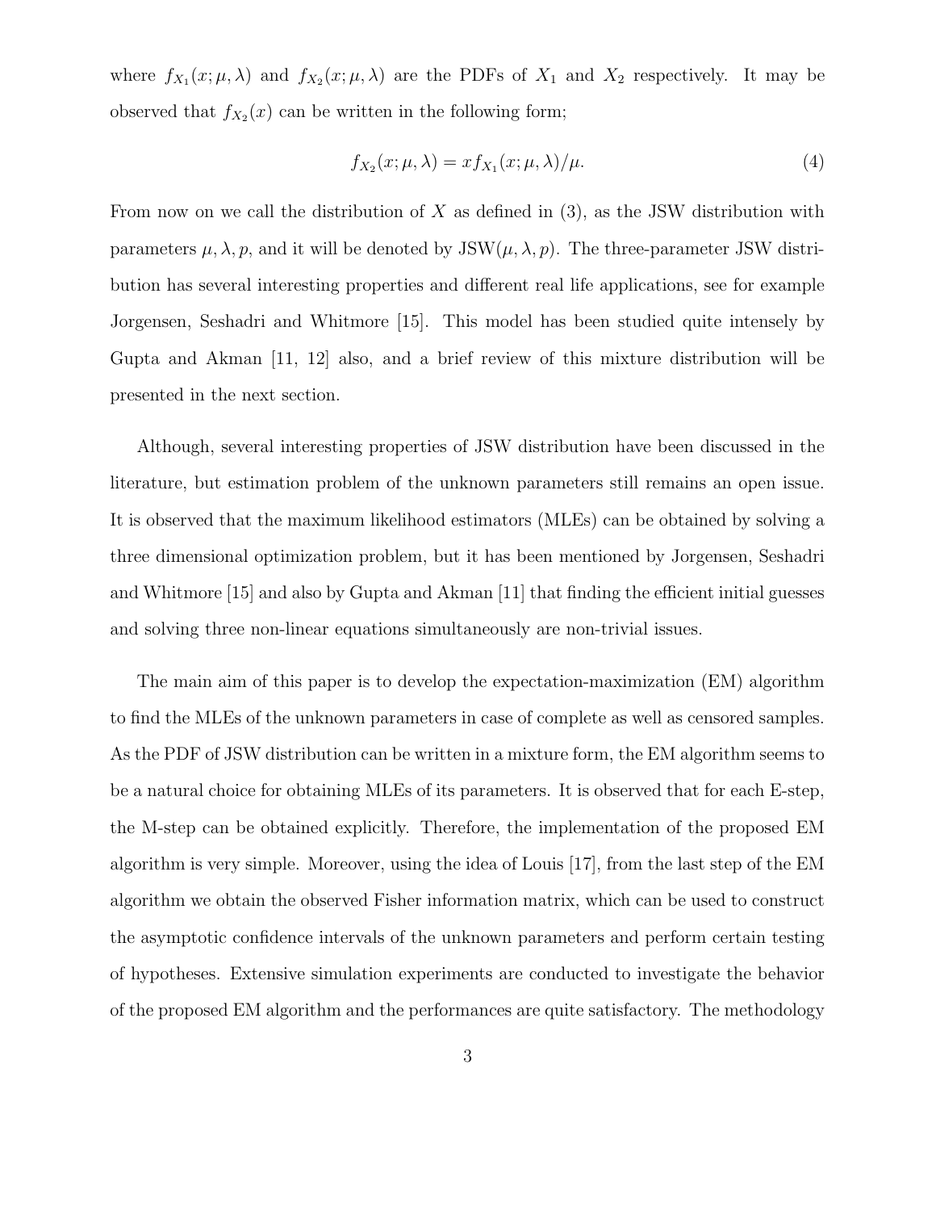where $f_{X_1}(x; \mu, \lambda)$ and $f_{X_2}(x; \mu, \lambda)$ are the PDFs of $X_1$ and $X_2$ respectively. It may be observed that $f_{X_2}(x)$ can be written in the following form;

$$f_{X_2}(x; \mu, \lambda) = x f_{X_1}(x; \mu, \lambda)/\mu. \tag{4}$$

From now on we call the distribution of $X$ as defined in (3), as the JSW distribution with parameters $\mu, \lambda, p$, and it will be denoted by JSW$(\mu, \lambda, p)$. The three-parameter JSW distribution has several interesting properties and different real life applications, see for example Jorgensen, Seshadri and Whitmore [15]. This model has been studied quite intensely by Gupta and Akman [11, 12] also, and a brief review of this mixture distribution will be presented in the next section.

Although, several interesting properties of JSW distribution have been discussed in the literature, but estimation problem of the unknown parameters still remains an open issue. It is observed that the maximum likelihood estimators (MLEs) can be obtained by solving a three dimensional optimization problem, but it has been mentioned by Jorgensen, Seshadri and Whitmore [15] and also by Gupta and Akman [11] that finding the efficient initial guesses and solving three non-linear equations simultaneously are non-trivial issues.

The main aim of this paper is to develop the expectation-maximization (EM) algorithm to find the MLEs of the unknown parameters in case of complete as well as censored samples. As the PDF of JSW distribution can be written in a mixture form, the EM algorithm seems to be a natural choice for obtaining MLEs of its parameters. It is observed that for each E-step, the M-step can be obtained explicitly. Therefore, the implementation of the proposed EM algorithm is very simple. Moreover, using the idea of Louis [17], from the last step of the EM algorithm we obtain the observed Fisher information matrix, which can be used to construct the asymptotic confidence intervals of the unknown parameters and perform certain testing of hypotheses. Extensive simulation experiments are conducted to investigate the behavior of the proposed EM algorithm and the performances are quite satisfactory. The methodology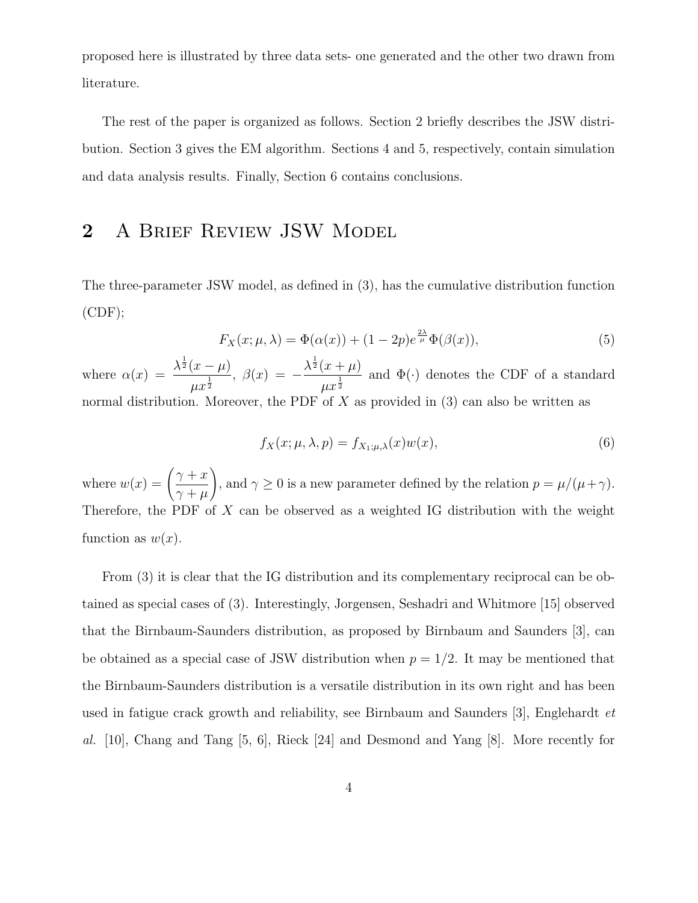proposed here is illustrated by three data sets- one generated and the other two drawn from literature.

The rest of the paper is organized as follows. Section 2 briefly describes the JSW distribution. Section 3 gives the EM algorithm. Sections 4 and 5, respectively, contain simulation and data analysis results. Finally, Section 6 contains conclusions.

## 2 A Brief Review JSW Model

The three-parameter JSW model, as defined in (3), has the cumulative distribution function (CDF);

$$F_X(x;\mu,\lambda) = \Phi(\alpha(x)) + (1-2p)e^{\frac{2\lambda}{\mu}}\Phi(\beta(x)), \tag{5}$$

where $\alpha(x) = \dfrac{\lambda^{\frac{1}{2}}(x-\mu)}{\mu x^{\frac{1}{2}}}$, $\beta(x) = -\dfrac{\lambda^{\frac{1}{2}}(x+\mu)}{\mu x^{\frac{1}{2}}}$ and $\Phi(\cdot)$ denotes the CDF of a standard normal distribution. Moreover, the PDF of $X$ as provided in (3) can also be written as

$$f_X(x;\mu,\lambda,p) = f_{X_1;\mu,\lambda}(x)w(x), \tag{6}$$

where $w(x) = \left(\dfrac{\gamma + x}{\gamma+\mu}\right)$, and $\gamma \geq 0$ is a new parameter defined by the relation $p = \mu/(\mu+\gamma)$. Therefore, the PDF of $X$ can be observed as a weighted IG distribution with the weight function as $w(x)$.

From (3) it is clear that the IG distribution and its complementary reciprocal can be obtained as special cases of (3). Interestingly, Jorgensen, Seshadri and Whitmore [15] observed that the Birnbaum-Saunders distribution, as proposed by Birnbaum and Saunders [3], can be obtained as a special case of JSW distribution when $p = 1/2$. It may be mentioned that the Birnbaum-Saunders distribution is a versatile distribution in its own right and has been used in fatigue crack growth and reliability, see Birnbaum and Saunders [3], Englehardt *et al.* [10], Chang and Tang [5, 6], Rieck [24] and Desmond and Yang [8]. More recently for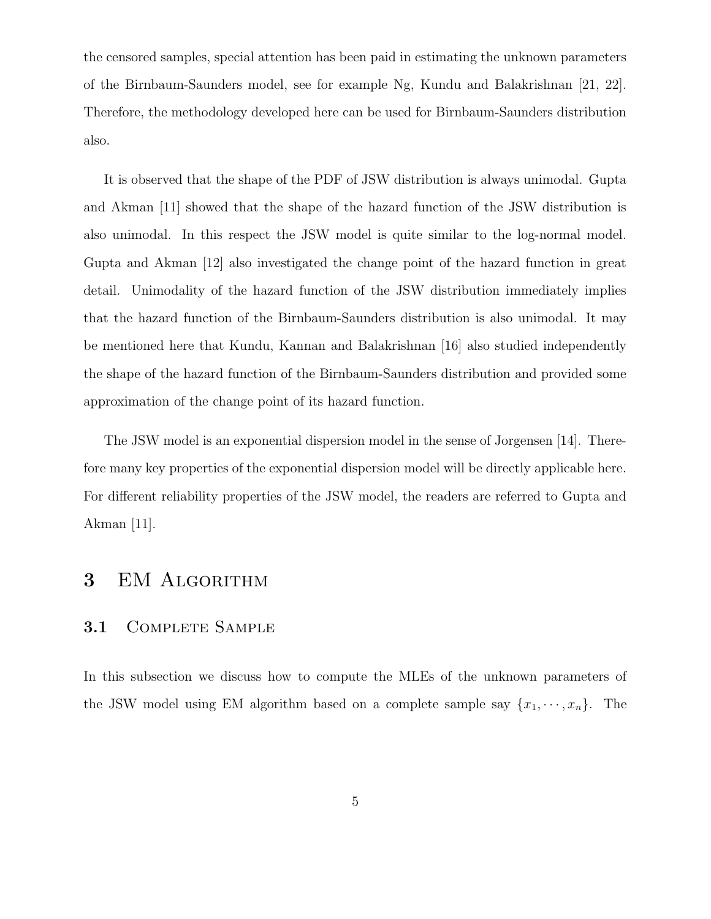the censored samples, special attention has been paid in estimating the unknown parameters of the Birnbaum-Saunders model, see for example Ng, Kundu and Balakrishnan [21, 22]. Therefore, the methodology developed here can be used for Birnbaum-Saunders distribution also.

It is observed that the shape of the PDF of JSW distribution is always unimodal. Gupta and Akman [11] showed that the shape of the hazard function of the JSW distribution is also unimodal. In this respect the JSW model is quite similar to the log-normal model. Gupta and Akman [12] also investigated the change point of the hazard function in great detail. Unimodality of the hazard function of the JSW distribution immediately implies that the hazard function of the Birnbaum-Saunders distribution is also unimodal. It may be mentioned here that Kundu, Kannan and Balakrishnan [16] also studied independently the shape of the hazard function of the Birnbaum-Saunders distribution and provided some approximation of the change point of its hazard function.

The JSW model is an exponential dispersion model in the sense of Jorgensen [14]. Therefore many key properties of the exponential dispersion model will be directly applicable here. For different reliability properties of the JSW model, the readers are referred to Gupta and Akman [11].

# 3 EM Algorithm

## 3.1 Complete Sample

In this subsection we discuss how to compute the MLEs of the unknown parameters of the JSW model using EM algorithm based on a complete sample say $\{x_1, \cdots, x_n\}$. The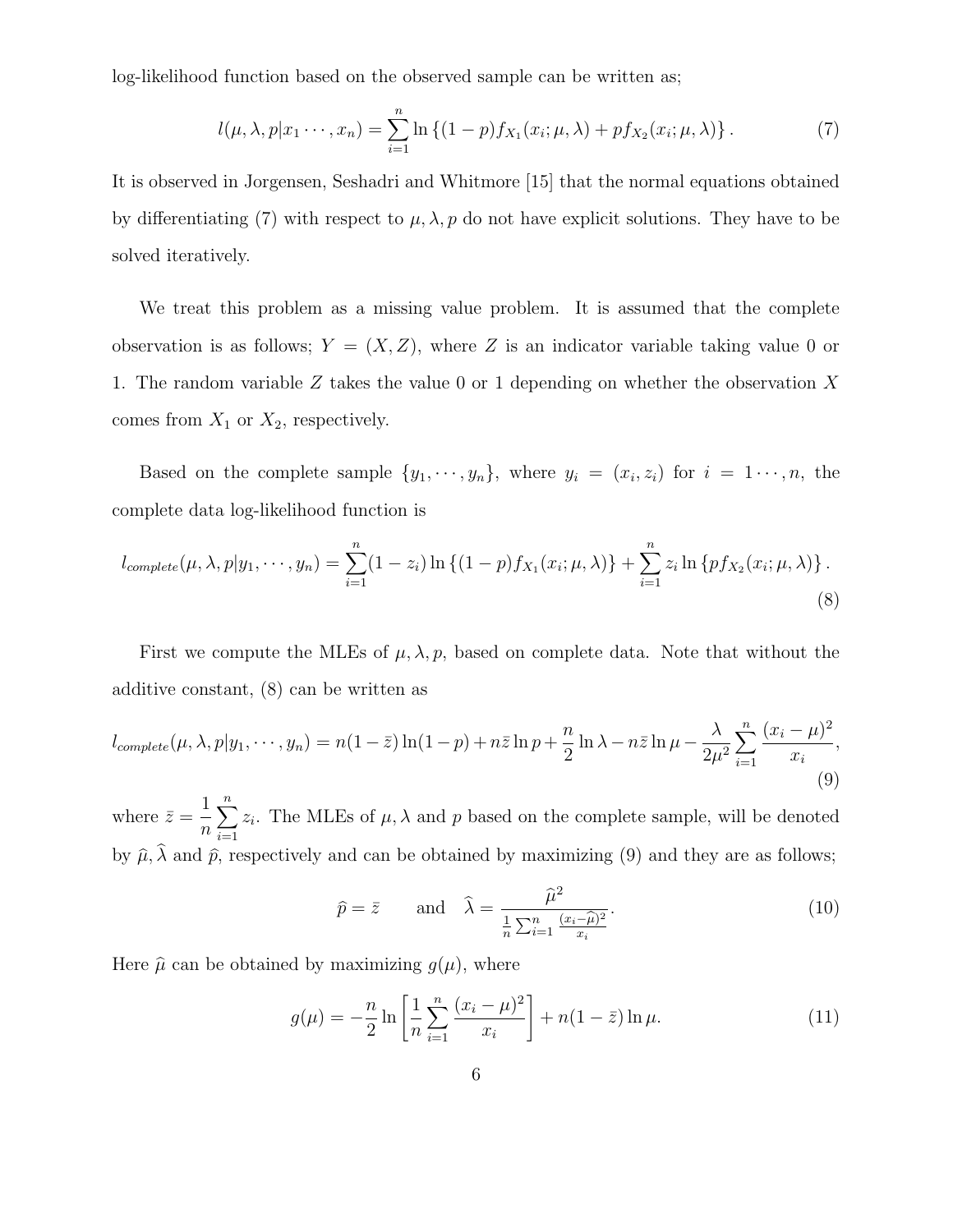log-likelihood function based on the observed sample can be written as;

$$l(\mu, \lambda, p|x_1 \cdots, x_n) = \sum_{i=1}^{n} \ln \left\{(1-p) f_{X_1}(x_i; \mu, \lambda) + p f_{X_2}(x_i; \mu, \lambda)\right\}. \tag{7}$$

It is observed in Jorgensen, Seshadri and Whitmore [15] that the normal equations obtained by differentiating (7) with respect to $\mu, \lambda, p$ do not have explicit solutions. They have to be solved iteratively.

We treat this problem as a missing value problem. It is assumed that the complete observation is as follows; $Y = (X, Z)$, where $Z$ is an indicator variable taking value 0 or 1. The random variable $Z$ takes the value 0 or 1 depending on whether the observation $X$ comes from $X_1$ or $X_2$, respectively.

Based on the complete sample $\{y_1, \cdots, y_n\}$, where $y_i = (x_i, z_i)$ for $i = 1 \cdots, n$, the complete data log-likelihood function is

$$l_{complete}(\mu, \lambda, p|y_1, \cdots, y_n) = \sum_{i=1}^{n} (1-z_i) \ln \left\{(1-p) f_{X_1}(x_i; \mu, \lambda)\right\} + \sum_{i=1}^{n} z_i \ln \left\{p f_{X_2}(x_i; \mu, \lambda)\right\}. \tag{8}$$

First we compute the MLEs of $\mu, \lambda, p$, based on complete data. Note that without the additive constant, (8) can be written as

$$l_{complete}(\mu, \lambda, p|y_1, \cdots, y_n) = n(1-\bar{z}) \ln(1-p) + n\bar{z} \ln p + \frac{n}{2} \ln \lambda - n\bar{z} \ln \mu - \frac{\lambda}{2\mu^2} \sum_{i=1}^{n} \frac{(x_i - \mu)^2}{x_i}, \tag{9}$$

where $\bar{z} = \frac{1}{n} \sum_{i=1}^{n} z_i$. The MLEs of $\mu, \lambda$ and $p$ based on the complete sample, will be denoted by $\widehat{\mu}, \widehat{\lambda}$ and $\widehat{p}$, respectively and can be obtained by maximizing (9) and they are as follows;

$$\widehat{p} = \bar{z} \qquad \text{and} \quad \widehat{\lambda} = \frac{\widehat{\mu}^2}{\frac{1}{n} \sum_{i=1}^{n} \frac{(x_i - \widehat{\mu})^2}{x_i}}. \tag{10}$$

Here $\widehat{\mu}$ can be obtained by maximizing $g(\mu)$, where

$$g(\mu) = -\frac{n}{2} \ln \left[\frac{1}{n} \sum_{i=1}^{n} \frac{(x_i - \mu)^2}{x_i}\right] + n(1-\bar{z}) \ln \mu. \tag{11}$$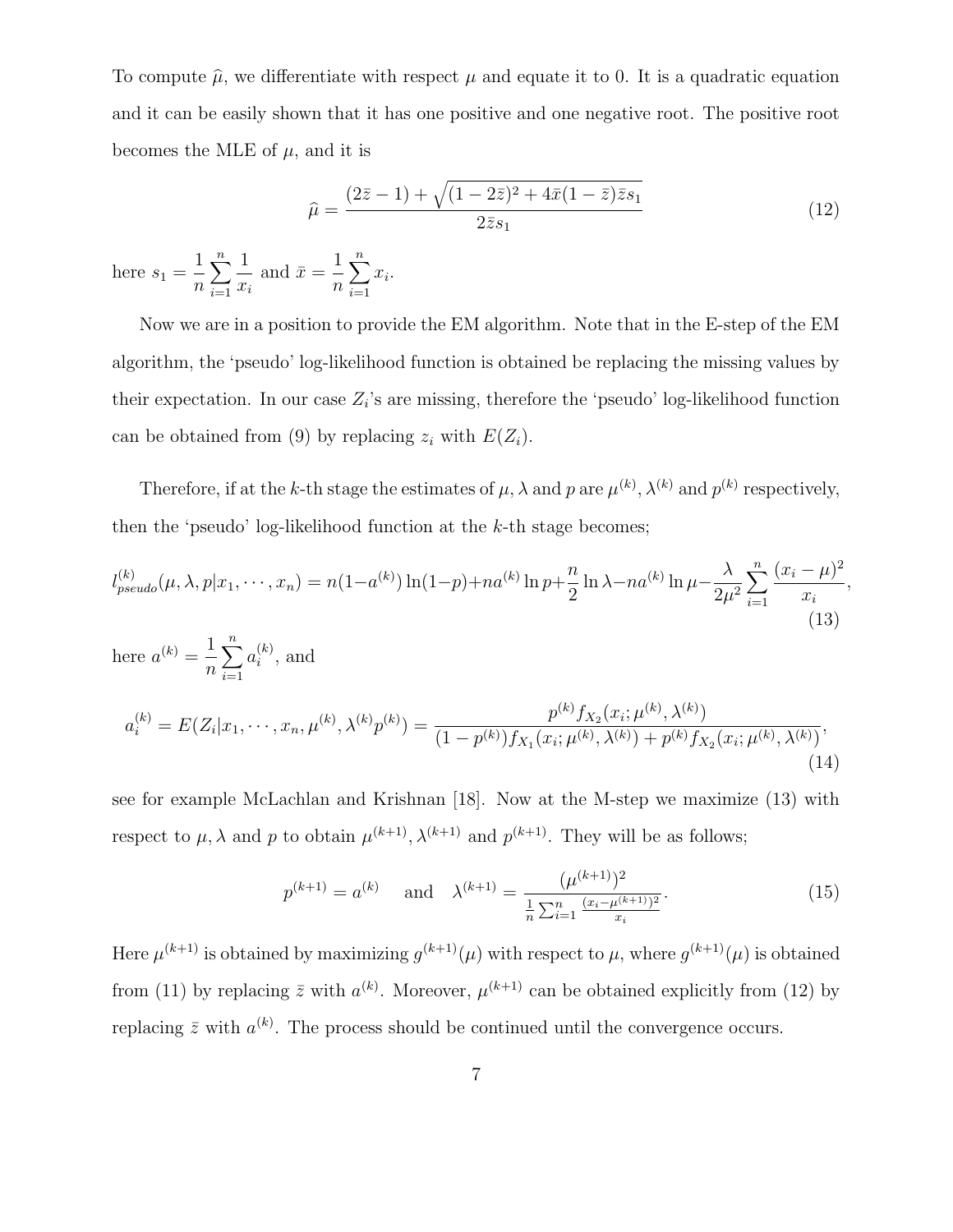To compute $\widehat{\mu}$, we differentiate with respect $\mu$ and equate it to 0. It is a quadratic equation and it can be easily shown that it has one positive and one negative root. The positive root becomes the MLE of $\mu$, and it is

$$\widehat{\mu} = \frac{(2\bar{z}-1) + \sqrt{(1-2\bar{z})^2 + 4\bar{x}(1-\bar{z})\bar{z}s_1}}{2\bar{z}s_1} \tag{12}$$

here $s_1 = \frac{1}{n}\sum_{i=1}^{n}\frac{1}{x_i}$ and $\bar{x} = \frac{1}{n}\sum_{i=1}^{n} x_i$.

Now we are in a position to provide the EM algorithm. Note that in the E-step of the EM algorithm, the 'pseudo' log-likelihood function is obtained be replacing the missing values by their expectation. In our case $Z_i$'s are missing, therefore the 'pseudo' log-likelihood function can be obtained from (9) by replacing $z_i$ with $E(Z_i)$.

Therefore, if at the $k$-th stage the estimates of $\mu, \lambda$ and $p$ are $\mu^{(k)}, \lambda^{(k)}$ and $p^{(k)}$ respectively, then the 'pseudo' log-likelihood function at the $k$-th stage becomes;

$$l_{pseudo}^{(k)}(\mu, \lambda, p|x_1, \cdots, x_n) = n(1-a^{(k)})\ln(1-p) + na^{(k)}\ln p + \frac{n}{2}\ln\lambda - na^{(k)}\ln\mu - \frac{\lambda}{2\mu^2}\sum_{i=1}^{n}\frac{(x_i-\mu)^2}{x_i}, \tag{13}$$

here $a^{(k)} = \frac{1}{n}\sum_{i=1}^{n} a_i^{(k)}$, and

$$a_i^{(k)} = E(Z_i|x_1, \cdots, x_n, \mu^{(k)}, \lambda^{(k)} p^{(k)}) = \frac{p^{(k)} f_{X_2}(x_i; \mu^{(k)}, \lambda^{(k)})}{(1-p^{(k)}) f_{X_1}(x_i; \mu^{(k)}, \lambda^{(k)}) + p^{(k)} f_{X_2}(x_i; \mu^{(k)}, \lambda^{(k)})}, \tag{14}$$

see for example McLachlan and Krishnan [18]. Now at the M-step we maximize (13) with respect to $\mu, \lambda$ and $p$ to obtain $\mu^{(k+1)}, \lambda^{(k+1)}$ and $p^{(k+1)}$. They will be as follows;

$$p^{(k+1)} = a^{(k)} \quad \text{and} \quad \lambda^{(k+1)} = \frac{(\mu^{(k+1)})^2}{\frac{1}{n}\sum_{i=1}^{n}\frac{(x_i-\mu^{(k+1)})^2}{x_i}}. \tag{15}$$

Here $\mu^{(k+1)}$ is obtained by maximizing $g^{(k+1)}(\mu)$ with respect to $\mu$, where $g^{(k+1)}(\mu)$ is obtained from (11) by replacing $\bar{z}$ with $a^{(k)}$. Moreover, $\mu^{(k+1)}$ can be obtained explicitly from (12) by replacing $\bar{z}$ with $a^{(k)}$. The process should be continued until the convergence occurs.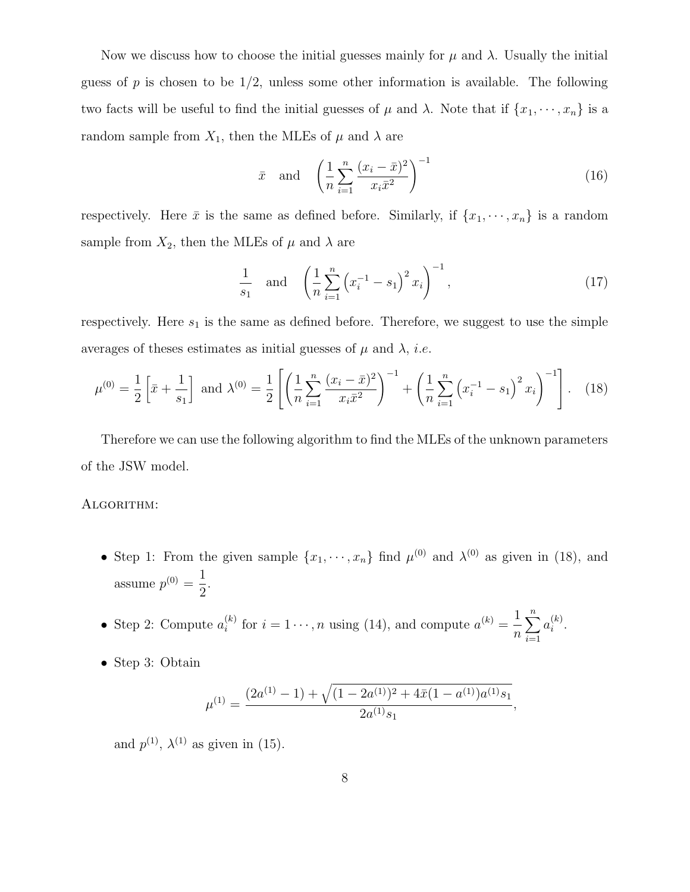Now we discuss how to choose the initial guesses mainly for $\mu$ and $\lambda$. Usually the initial guess of $p$ is chosen to be 1/2, unless some other information is available. The following two facts will be useful to find the initial guesses of $\mu$ and $\lambda$. Note that if $\{x_1, \cdots, x_n\}$ is a random sample from $X_1$, then the MLEs of $\mu$ and $\lambda$ are

$$\bar{x} \quad \text{and} \quad \left( \frac{1}{n} \sum_{i=1}^{n} \frac{(x_i - \bar{x})^2}{x_i \bar{x}^2} \right)^{-1} \tag{16}$$

respectively. Here $\bar{x}$ is the same as defined before. Similarly, if $\{x_1, \cdots, x_n\}$ is a random sample from $X_2$, then the MLEs of $\mu$ and $\lambda$ are

$$\frac{1}{s_1} \quad \text{and} \quad \left( \frac{1}{n} \sum_{i=1}^{n} \left( x_i^{-1} - s_1 \right)^2 x_i \right)^{-1}, \tag{17}$$

respectively. Here $s_1$ is the same as defined before. Therefore, we suggest to use the simple averages of theses estimates as initial guesses of $\mu$ and $\lambda$, *i.e.*

$$\mu^{(0)} = \frac{1}{2} \left[ \bar{x} + \frac{1}{s_1} \right] \text{ and } \lambda^{(0)} = \frac{1}{2} \left[ \left( \frac{1}{n} \sum_{i=1}^{n} \frac{(x_i - \bar{x})^2}{x_i \bar{x}^2} \right)^{-1} + \left( \frac{1}{n} \sum_{i=1}^{n} \left( x_i^{-1} - s_1 \right)^2 x_i \right)^{-1} \right]. \tag{18}$$

Therefore we can use the following algorithm to find the MLEs of the unknown parameters of the JSW model.

ALGORITHM:

- Step 1: From the given sample $\{x_1, \cdots, x_n\}$ find $\mu^{(0)}$ and $\lambda^{(0)}$ as given in (18), and assume $p^{(0)} = \frac{1}{2}$.
- Step 2: Compute $a_i^{(k)}$ for $i = 1 \cdots, n$ using (14), and compute $a^{(k)} = \frac{1}{n} \sum_{i=1}^{n} a_i^{(k)}$.
- Step 3: Obtain

$$\mu^{(1)} = \frac{(2a^{(1)} - 1) + \sqrt{(1 - 2a^{(1)})^2 + 4\bar{x}(1 - a^{(1)}) a^{(1)} s_1}}{2a^{(1)} s_1},$$

  and $p^{(1)}$, $\lambda^{(1)}$ as given in (15).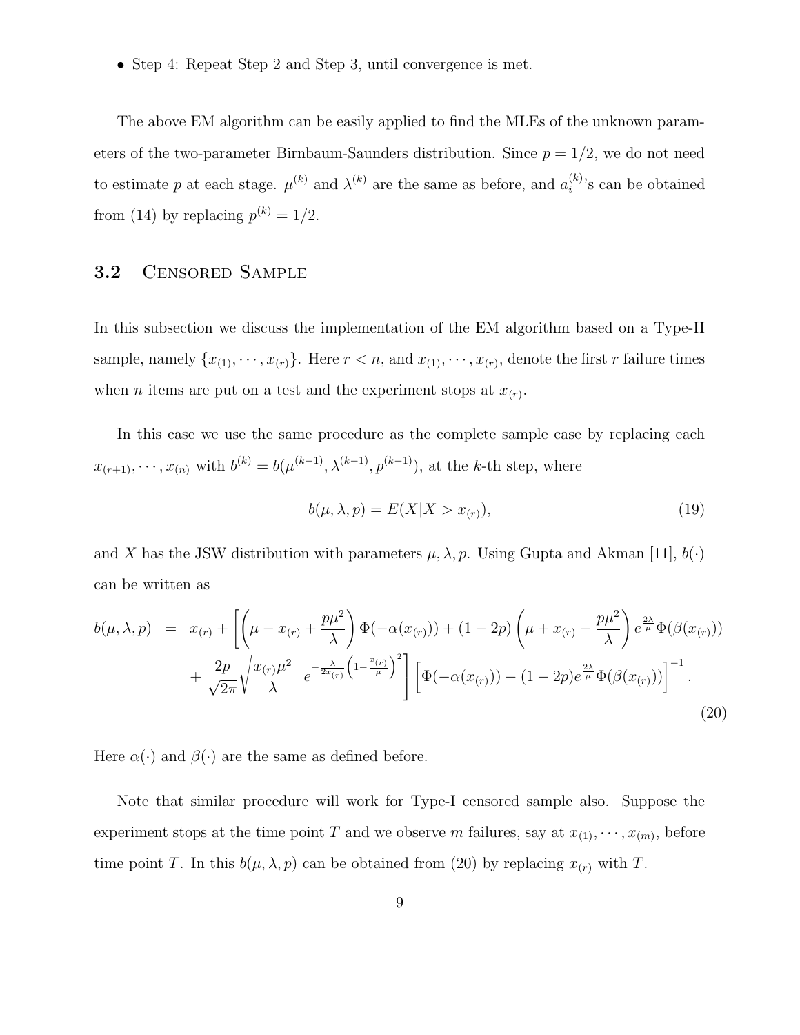- Step 4: Repeat Step 2 and Step 3, until convergence is met.

The above EM algorithm can be easily applied to find the MLEs of the unknown parameters of the two-parameter Birnbaum-Saunders distribution. Since $p = 1/2$, we do not need to estimate $p$ at each stage. $\mu^{(k)}$ and $\lambda^{(k)}$ are the same as before, and $a_i^{(k)}$'s can be obtained from (14) by replacing $p^{(k)} = 1/2$.

### 3.2 Censored Sample

In this subsection we discuss the implementation of the EM algorithm based on a Type-II sample, namely $\{x_{(1)}, \cdots, x_{(r)}\}$. Here $r < n$, and $x_{(1)}, \cdots, x_{(r)}$, denote the first $r$ failure times when $n$ items are put on a test and the experiment stops at $x_{(r)}$.

In this case we use the same procedure as the complete sample case by replacing each $x_{(r+1)}, \cdots, x_{(n)}$ with $b^{(k)} = b(\mu^{(k-1)}, \lambda^{(k-1)}, p^{(k-1)})$, at the $k$-th step, where

$$b(\mu, \lambda, p) = E(X|X > x_{(r)}), \tag{19}$$

and $X$ has the JSW distribution with parameters $\mu, \lambda, p$. Using Gupta and Akman [11], $b(\cdot)$ can be written as

$$\begin{aligned} b(\mu, \lambda, p) \quad = \quad & x_{(r)} + \left[ \left( \mu - x_{(r)} + \frac{p\mu^2}{\lambda} \right) \Phi(-\alpha(x_{(r)})) + (1-2p) \left( \mu + x_{(r)} - \frac{p\mu^2}{\lambda} \right) e^{\frac{2\lambda}{\mu}} \Phi(\beta(x_{(r)})) \right. \\ & \left. + \frac{2p}{\sqrt{2\pi}} \sqrt{\frac{x_{(r)}\mu^2}{\lambda}} \;\; e^{-\frac{\lambda}{2x_{(r)}}\left(1 - \frac{x_{(r)}}{\mu}\right)^2} \right] \left[ \Phi(-\alpha(x_{(r)})) - (1-2p) e^{\frac{2\lambda}{\mu}} \Phi(\beta(x_{(r)})) \right]^{-1}. \end{aligned} \tag{20}$$

Here $\alpha(\cdot)$ and $\beta(\cdot)$ are the same as defined before.

Note that similar procedure will work for Type-I censored sample also. Suppose the experiment stops at the time point $T$ and we observe $m$ failures, say at $x_{(1)}, \cdots, x_{(m)}$, before time point $T$. In this $b(\mu, \lambda, p)$ can be obtained from (20) by replacing $x_{(r)}$ with $T$.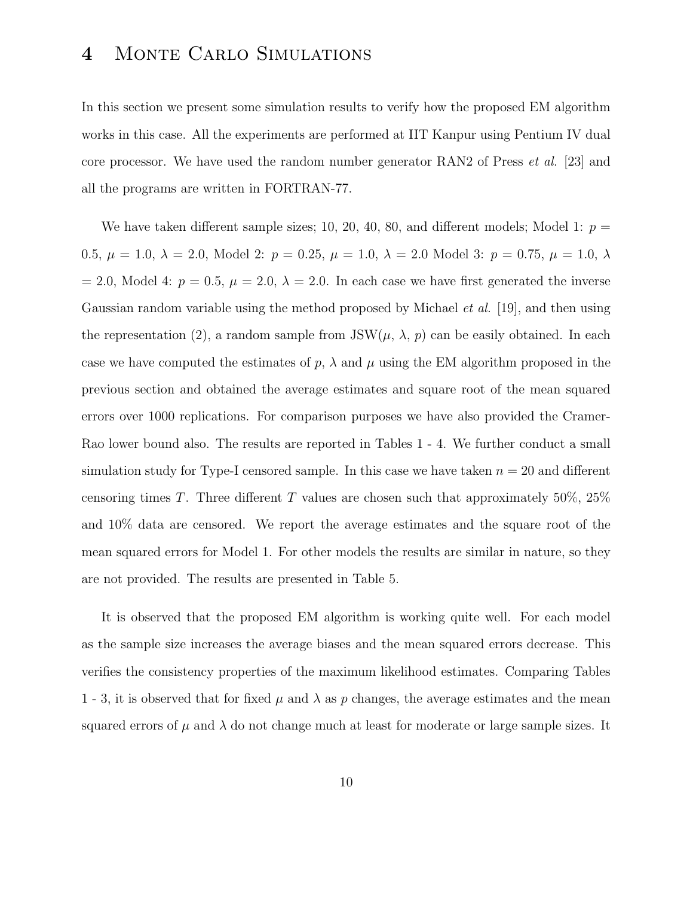# 4 Monte Carlo Simulations

In this section we present some simulation results to verify how the proposed EM algorithm works in this case. All the experiments are performed at IIT Kanpur using Pentium IV dual core processor. We have used the random number generator RAN2 of Press *et al.* [23] and all the programs are written in FORTRAN-77.

We have taken different sample sizes; 10, 20, 40, 80, and different models; Model 1: $p = 0.5$, $\mu = 1.0$, $\lambda = 2.0$, Model 2: $p = 0.25$, $\mu = 1.0$, $\lambda = 2.0$ Model 3: $p = 0.75$, $\mu = 1.0$, $\lambda = 2.0$, Model 4: $p = 0.5$, $\mu = 2.0$, $\lambda = 2.0$. In each case we have first generated the inverse Gaussian random variable using the method proposed by Michael *et al.* [19], and then using the representation (2), a random sample from JSW($\mu$, $\lambda$, $p$) can be easily obtained. In each case we have computed the estimates of $p$, $\lambda$ and $\mu$ using the EM algorithm proposed in the previous section and obtained the average estimates and square root of the mean squared errors over 1000 replications. For comparison purposes we have also provided the Cramer-Rao lower bound also. The results are reported in Tables 1 - 4. We further conduct a small simulation study for Type-I censored sample. In this case we have taken $n = 20$ and different censoring times $T$. Three different $T$ values are chosen such that approximately 50%, 25% and 10% data are censored. We report the average estimates and the square root of the mean squared errors for Model 1. For other models the results are similar in nature, so they are not provided. The results are presented in Table 5.

It is observed that the proposed EM algorithm is working quite well. For each model as the sample size increases the average biases and the mean squared errors decrease. This verifies the consistency properties of the maximum likelihood estimates. Comparing Tables 1 - 3, it is observed that for fixed $\mu$ and $\lambda$ as $p$ changes, the average estimates and the mean squared errors of $\mu$ and $\lambda$ do not change much at least for moderate or large sample sizes. It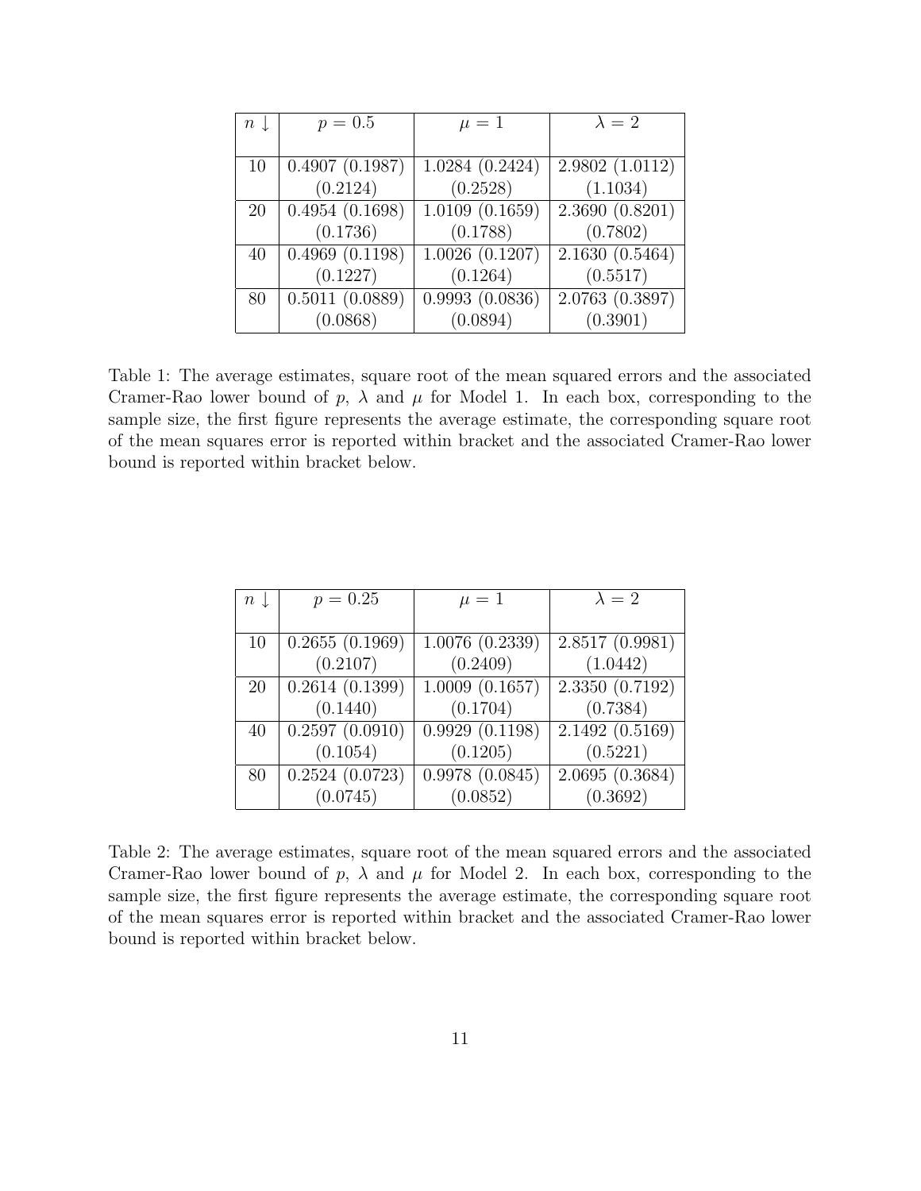| $n \downarrow$ | $p = 0.5$ | $\mu = 1$ | $\lambda = 2$ |
|---|---|---|---|
| 10 | 0.4907 (0.1987) | 1.0284 (0.2424) | 2.9802 (1.0112) |
| | (0.2124) | (0.2528) | (1.1034) |
| 20 | 0.4954 (0.1698) | 1.0109 (0.1659) | 2.3690 (0.8201) |
| | (0.1736) | (0.1788) | (0.7802) |
| 40 | 0.4969 (0.1198) | 1.0026 (0.1207) | 2.1630 (0.5464) |
| | (0.1227) | (0.1264) | (0.5517) |
| 80 | 0.5011 (0.0889) | 0.9993 (0.0836) | 2.0763 (0.3897) |
| | (0.0868) | (0.0894) | (0.3901) |

Table 1: The average estimates, square root of the mean squared errors and the associated Cramer-Rao lower bound of $p$, $\lambda$ and $\mu$ for Model 1. In each box, corresponding to the sample size, the first figure represents the average estimate, the corresponding square root of the mean squares error is reported within bracket and the associated Cramer-Rao lower bound is reported within bracket below.

| $n \downarrow$ | $p = 0.25$ | $\mu = 1$ | $\lambda = 2$ |
|---|---|---|---|
| 10 | 0.2655 (0.1969) | 1.0076 (0.2339) | 2.8517 (0.9981) |
| | (0.2107) | (0.2409) | (1.0442) |
| 20 | 0.2614 (0.1399) | 1.0009 (0.1657) | 2.3350 (0.7192) |
| | (0.1440) | (0.1704) | (0.7384) |
| 40 | 0.2597 (0.0910) | 0.9929 (0.1198) | 2.1492 (0.5169) |
| | (0.1054) | (0.1205) | (0.5221) |
| 80 | 0.2524 (0.0723) | 0.9978 (0.0845) | 2.0695 (0.3684) |
| | (0.0745) | (0.0852) | (0.3692) |

Table 2: The average estimates, square root of the mean squared errors and the associated Cramer-Rao lower bound of $p$, $\lambda$ and $\mu$ for Model 2. In each box, corresponding to the sample size, the first figure represents the average estimate, the corresponding square root of the mean squares error is reported within bracket and the associated Cramer-Rao lower bound is reported within bracket below.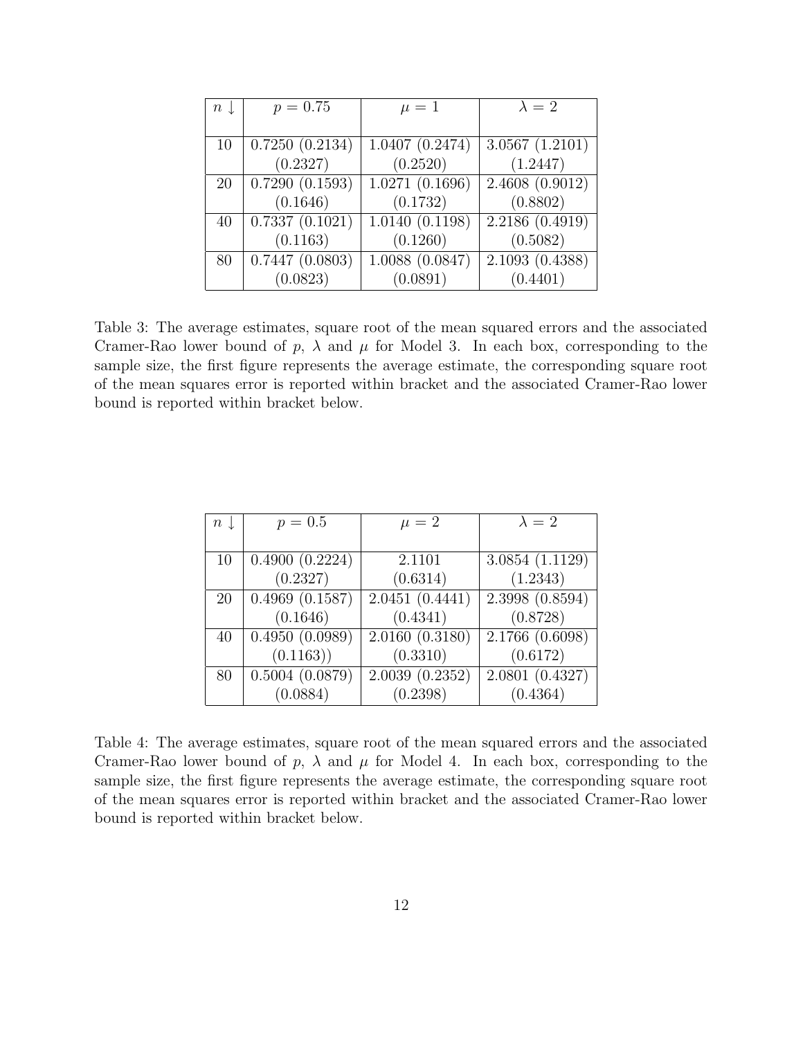| $n \downarrow$ | $p = 0.75$ | $\mu = 1$ | $\lambda = 2$ |
|---|---|---|---|
| 10 | 0.7250 (0.2134) | 1.0407 (0.2474) | 3.0567 (1.2101) |
| | (0.2327) | (0.2520) | (1.2447) |
| 20 | 0.7290 (0.1593) | 1.0271 (0.1696) | 2.4608 (0.9012) |
| | (0.1646) | (0.1732) | (0.8802) |
| 40 | 0.7337 (0.1021) | 1.0140 (0.1198) | 2.2186 (0.4919) |
| | (0.1163) | (0.1260) | (0.5082) |
| 80 | 0.7447 (0.0803) | 1.0088 (0.0847) | 2.1093 (0.4388) |
| | (0.0823) | (0.0891) | (0.4401) |

Table 3: The average estimates, square root of the mean squared errors and the associated Cramer-Rao lower bound of $p$, $\lambda$ and $\mu$ for Model 3. In each box, corresponding to the sample size, the first figure represents the average estimate, the corresponding square root of the mean squares error is reported within bracket and the associated Cramer-Rao lower bound is reported within bracket below.

| $n \downarrow$ | $p = 0.5$ | $\mu = 2$ | $\lambda = 2$ |
|---|---|---|---|
| 10 | 0.4900 (0.2224) | 2.1101 | 3.0854 (1.1129) |
| | (0.2327) | (0.6314) | (1.2343) |
| 20 | 0.4969 (0.1587) | 2.0451 (0.4441) | 2.3998 (0.8594) |
| | (0.1646) | (0.4341) | (0.8728) |
| 40 | 0.4950 (0.0989) | 2.0160 (0.3180) | 2.1766 (0.6098) |
| | (0.1163)) | (0.3310) | (0.6172) |
| 80 | 0.5004 (0.0879) | 2.0039 (0.2352) | 2.0801 (0.4327) |
| | (0.0884) | (0.2398) | (0.4364) |

Table 4: The average estimates, square root of the mean squared errors and the associated Cramer-Rao lower bound of $p$, $\lambda$ and $\mu$ for Model 4. In each box, corresponding to the sample size, the first figure represents the average estimate, the corresponding square root of the mean squares error is reported within bracket and the associated Cramer-Rao lower bound is reported within bracket below.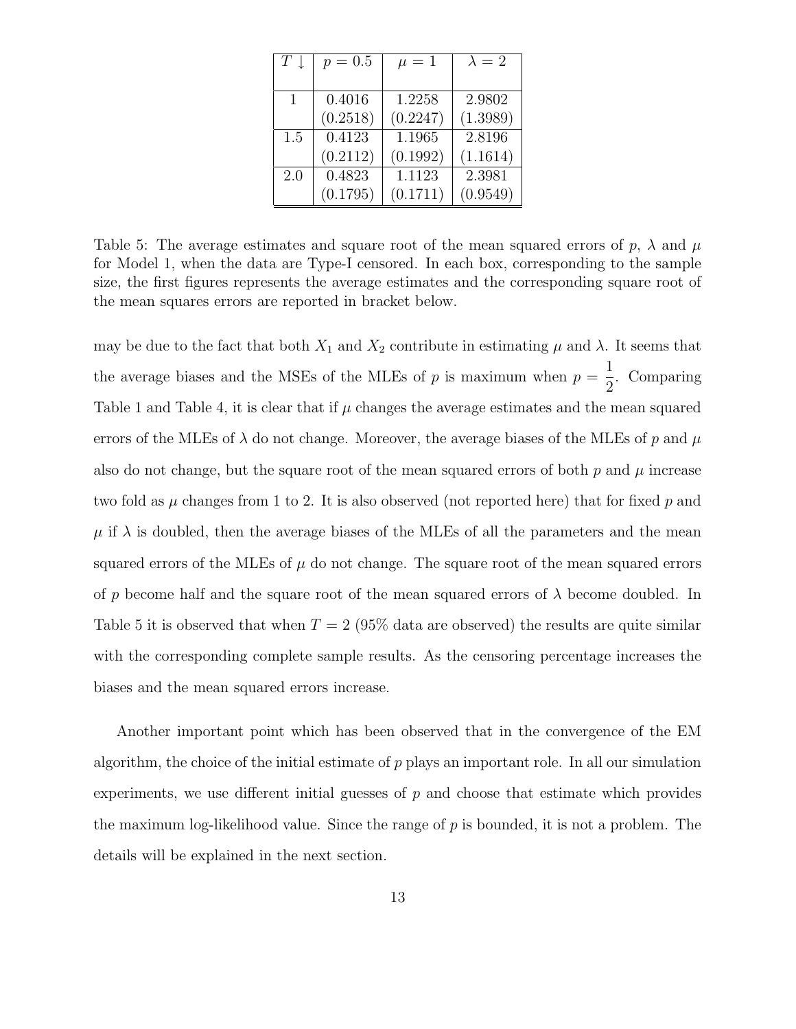| $T \downarrow$ | $p = 0.5$ | $\mu = 1$ | $\lambda = 2$ |
|---|---|---|---|
| 1 | 0.4016<br>(0.2518) | 1.2258<br>(0.2247) | 2.9802<br>(1.3989) |
| 1.5 | 0.4123<br>(0.2112) | 1.1965<br>(0.1992) | 2.8196<br>(1.1614) |
| 2.0 | 0.4823<br>(0.1795) | 1.1123<br>(0.1711) | 2.3981<br>(0.9549) |

Table 5: The average estimates and square root of the mean squared errors of $p$, $\lambda$ and $\mu$ for Model 1, when the data are Type-I censored. In each box, corresponding to the sample size, the first figures represents the average estimates and the corresponding square root of the mean squares errors are reported in bracket below.

may be due to the fact that both $X_1$ and $X_2$ contribute in estimating $\mu$ and $\lambda$. It seems that the average biases and the MSEs of the MLEs of $p$ is maximum when $p = \frac{1}{2}$. Comparing Table 1 and Table 4, it is clear that if $\mu$ changes the average estimates and the mean squared errors of the MLEs of $\lambda$ do not change. Moreover, the average biases of the MLEs of $p$ and $\mu$ also do not change, but the square root of the mean squared errors of both $p$ and $\mu$ increase two fold as $\mu$ changes from 1 to 2. It is also observed (not reported here) that for fixed $p$ and $\mu$ if $\lambda$ is doubled, then the average biases of the MLEs of all the parameters and the mean squared errors of the MLEs of $\mu$ do not change. The square root of the mean squared errors of $p$ become half and the square root of the mean squared errors of $\lambda$ become doubled. In Table 5 it is observed that when $T = 2$ (95% data are observed) the results are quite similar with the corresponding complete sample results. As the censoring percentage increases the biases and the mean squared errors increase.

Another important point which has been observed that in the convergence of the EM algorithm, the choice of the initial estimate of $p$ plays an important role. In all our simulation experiments, we use different initial guesses of $p$ and choose that estimate which provides the maximum log-likelihood value. Since the range of $p$ is bounded, it is not a problem. The details will be explained in the next section.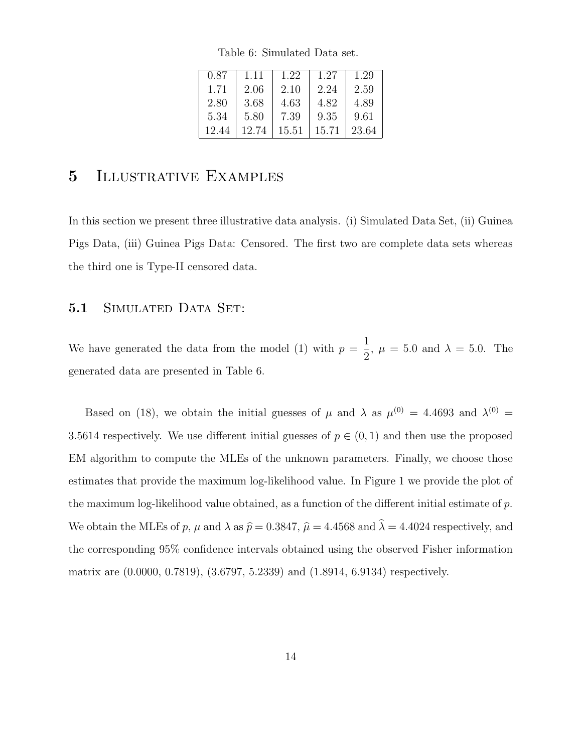Table 6: Simulated Data set.

| | | | | |
|---|---|---|---|---|
| 0.87 | 1.11 | 1.22 | 1.27 | 1.29 |
| 1.71 | 2.06 | 2.10 | 2.24 | 2.59 |
| 2.80 | 3.68 | 4.63 | 4.82 | 4.89 |
| 5.34 | 5.80 | 7.39 | 9.35 | 9.61 |
| 12.44 | 12.74 | 15.51 | 15.71 | 23.64 |

# 5 Illustrative Examples

In this section we present three illustrative data analysis. (i) Simulated Data Set, (ii) Guinea Pigs Data, (iii) Guinea Pigs Data: Censored. The first two are complete data sets whereas the third one is Type-II censored data.

## 5.1 Simulated Data Set:

We have generated the data from the model (1) with $p = \frac{1}{2}$, $\mu = 5.0$ and $\lambda = 5.0$. The generated data are presented in Table 6.

Based on (18), we obtain the initial guesses of $\mu$ and $\lambda$ as $\mu^{(0)} = 4.4693$ and $\lambda^{(0)} = 3.5614$ respectively. We use different initial guesses of $p \in (0,1)$ and then use the proposed EM algorithm to compute the MLEs of the unknown parameters. Finally, we choose those estimates that provide the maximum log-likelihood value. In Figure 1 we provide the plot of the maximum log-likelihood value obtained, as a function of the different initial estimate of $p$. We obtain the MLEs of $p$, $\mu$ and $\lambda$ as $\widehat{p} = 0.3847$, $\widehat{\mu} = 4.4568$ and $\widehat{\lambda} = 4.4024$ respectively, and the corresponding 95% confidence intervals obtained using the observed Fisher information matrix are (0.0000, 0.7819), (3.6797, 5.2339) and (1.8914, 6.9134) respectively.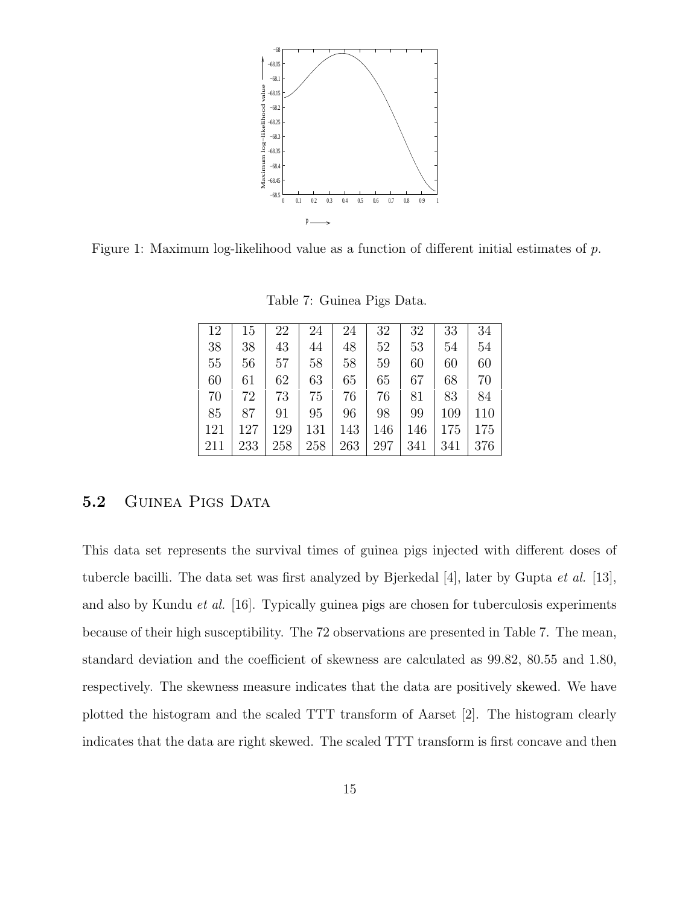Figure 1: Maximum log-likelihood value as a function of different initial estimates of $p$.

Table 7: Guinea Pigs Data.

| | | | | | | | | |
|---|---|---|---|---|---|---|---|---|
| 12 | 15 | 22 | 24 | 24 | 32 | 32 | 33 | 34 |
| 38 | 38 | 43 | 44 | 48 | 52 | 53 | 54 | 54 |
| 55 | 56 | 57 | 58 | 58 | 59 | 60 | 60 | 60 |
| 60 | 61 | 62 | 63 | 65 | 65 | 67 | 68 | 70 |
| 70 | 72 | 73 | 75 | 76 | 76 | 81 | 83 | 84 |
| 85 | 87 | 91 | 95 | 96 | 98 | 99 | 109 | 110 |
| 121 | 127 | 129 | 131 | 143 | 146 | 146 | 175 | 175 |
| 211 | 233 | 258 | 258 | 263 | 297 | 341 | 341 | 376 |

### 5.2 Guinea Pigs Data

This data set represents the survival times of guinea pigs injected with different doses of tubercle bacilli. The data set was first analyzed by Bjerkedal [4], later by Gupta *et al.* [13], and also by Kundu *et al.* [16]. Typically guinea pigs are chosen for tuberculosis experiments because of their high susceptibility. The 72 observations are presented in Table 7. The mean, standard deviation and the coefficient of skewness are calculated as 99.82, 80.55 and 1.80, respectively. The skewness measure indicates that the data are positively skewed. We have plotted the histogram and the scaled TTT transform of Aarset [2]. The histogram clearly indicates that the data are right skewed. The scaled TTT transform is first concave and then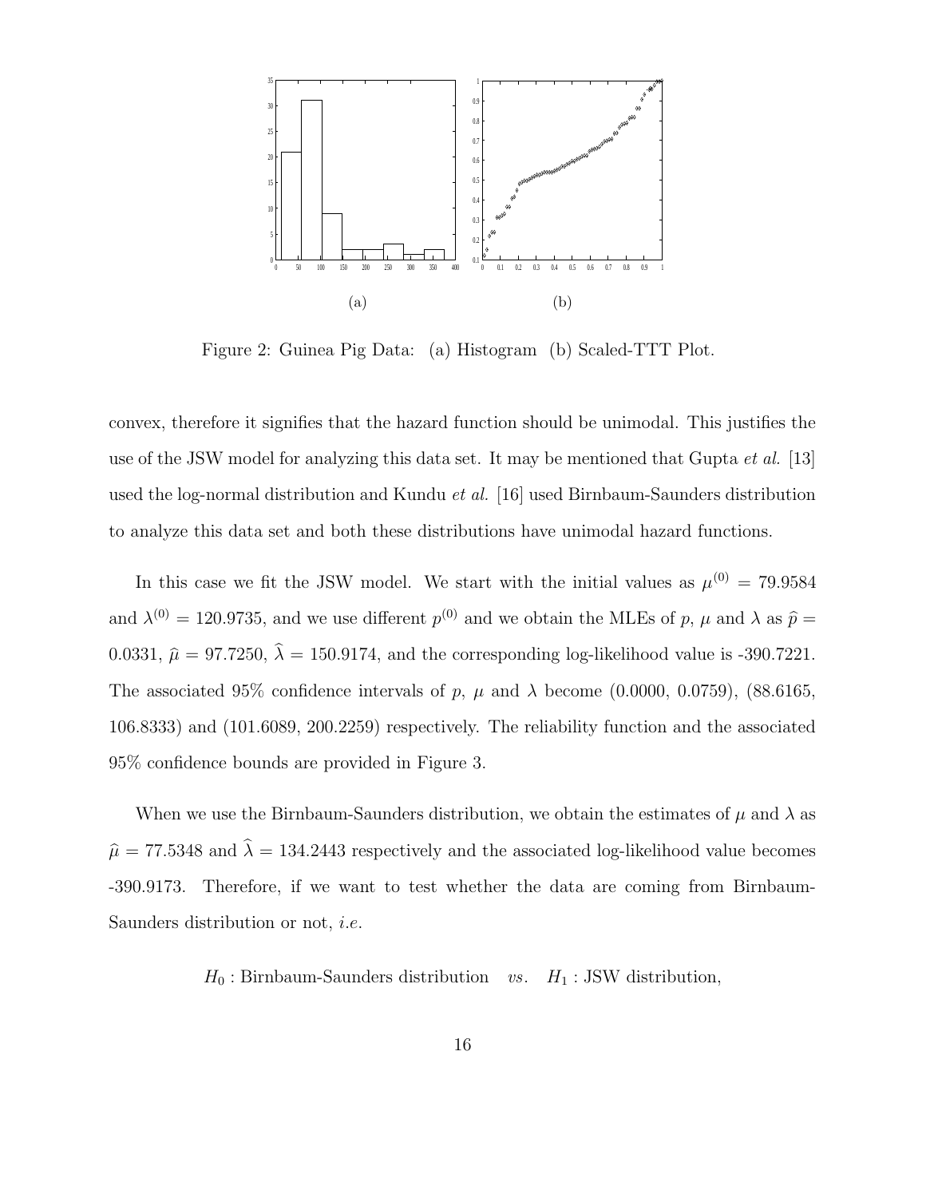Figure 2: Guinea Pig Data: (a) Histogram (b) Scaled-TTT Plot.

convex, therefore it signifies that the hazard function should be unimodal. This justifies the use of the JSW model for analyzing this data set. It may be mentioned that Gupta *et al.* [13] used the log-normal distribution and Kundu *et al.* [16] used Birnbaum-Saunders distribution to analyze this data set and both these distributions have unimodal hazard functions.

In this case we fit the JSW model. We start with the initial values as $\mu^{(0)} = 79.9584$ and $\lambda^{(0)} = 120.9735$, and we use different $p^{(0)}$ and we obtain the MLEs of $p$, $\mu$ and $\lambda$ as $\widehat{p} = 0.0331$, $\widehat{\mu} = 97.7250$, $\widehat{\lambda} = 150.9174$, and the corresponding log-likelihood value is -390.7221. The associated 95% confidence intervals of $p$, $\mu$ and $\lambda$ become (0.0000, 0.0759), (88.6165, 106.8333) and (101.6089, 200.2259) respectively. The reliability function and the associated 95% confidence bounds are provided in Figure 3.

When we use the Birnbaum-Saunders distribution, we obtain the estimates of $\mu$ and $\lambda$ as $\widehat{\mu} = 77.5348$ and $\widehat{\lambda} = 134.2443$ respectively and the associated log-likelihood value becomes -390.9173. Therefore, if we want to test whether the data are coming from Birnbaum-Saunders distribution or not, *i.e.*

$$H_0 : \text{Birnbaum-Saunders distribution} \quad vs. \quad H_1 : \text{JSW distribution},$$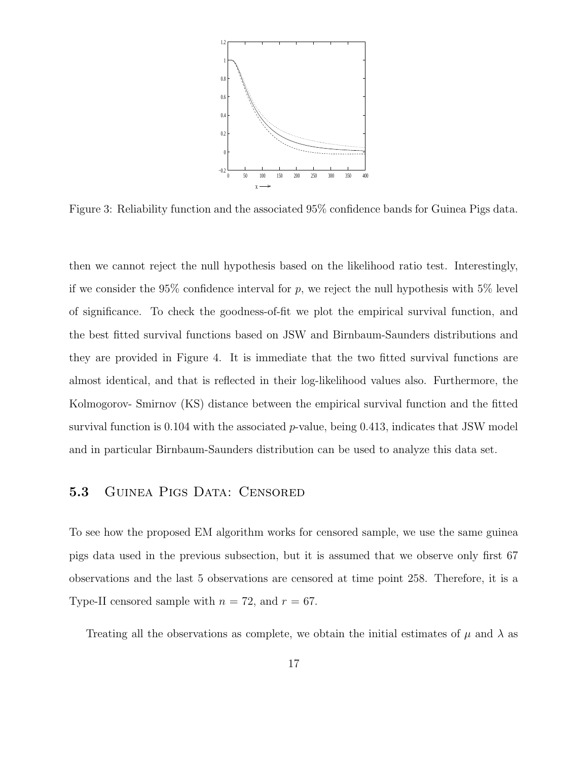Figure 3: Reliability function and the associated 95% confidence bands for Guinea Pigs data.

then we cannot reject the null hypothesis based on the likelihood ratio test. Interestingly, if we consider the 95% confidence interval for $p$, we reject the null hypothesis with 5% level of significance. To check the goodness-of-fit we plot the empirical survival function, and the best fitted survival functions based on JSW and Birnbaum-Saunders distributions and they are provided in Figure 4. It is immediate that the two fitted survival functions are almost identical, and that is reflected in their log-likelihood values also. Furthermore, the Kolmogorov- Smirnov (KS) distance between the empirical survival function and the fitted survival function is 0.104 with the associated $p$-value, being 0.413, indicates that JSW model and in particular Birnbaum-Saunders distribution can be used to analyze this data set.

### 5.3 Guinea Pigs Data: Censored

To see how the proposed EM algorithm works for censored sample, we use the same guinea pigs data used in the previous subsection, but it is assumed that we observe only first 67 observations and the last 5 observations are censored at time point 258. Therefore, it is a Type-II censored sample with $n = 72$, and $r = 67$.

Treating all the observations as complete, we obtain the initial estimates of $\mu$ and $\lambda$ as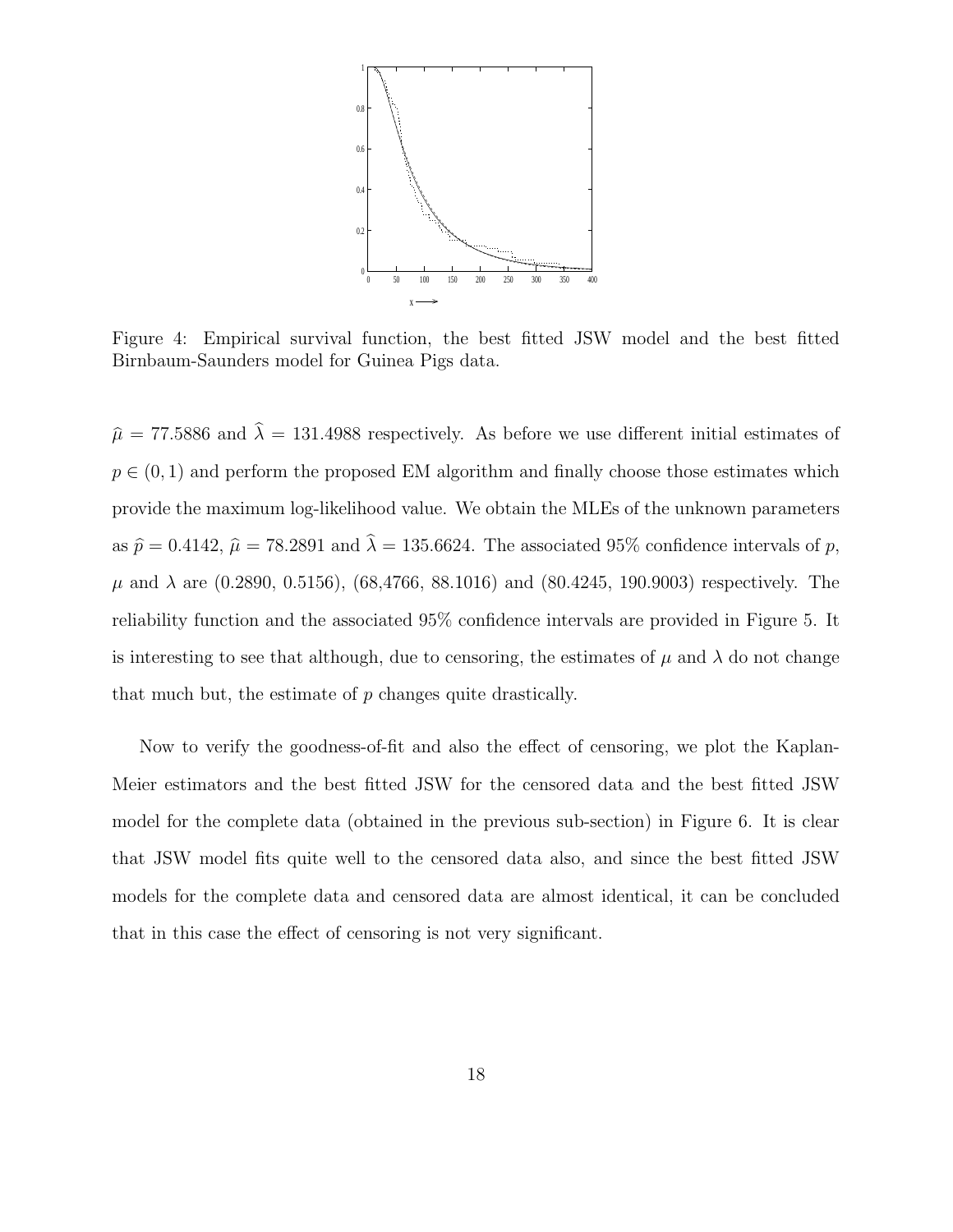Figure 4: Empirical survival function, the best fitted JSW model and the best fitted Birnbaum-Saunders model for Guinea Pigs data.

$\widehat{\mu} = 77.5886$ and $\widehat{\lambda} = 131.4988$ respectively. As before we use different initial estimates of $p \in (0, 1)$ and perform the proposed EM algorithm and finally choose those estimates which provide the maximum log-likelihood value. We obtain the MLEs of the unknown parameters as $\widehat{p} = 0.4142$, $\widehat{\mu} = 78.2891$ and $\widehat{\lambda} = 135.6624$. The associated 95% confidence intervals of $p$, $\mu$ and $\lambda$ are (0.2890, 0.5156), (68,4766, 88.1016) and (80.4245, 190.9003) respectively. The reliability function and the associated 95% confidence intervals are provided in Figure 5. It is interesting to see that although, due to censoring, the estimates of $\mu$ and $\lambda$ do not change that much but, the estimate of $p$ changes quite drastically.

Now to verify the goodness-of-fit and also the effect of censoring, we plot the Kaplan-Meier estimators and the best fitted JSW for the censored data and the best fitted JSW model for the complete data (obtained in the previous sub-section) in Figure 6. It is clear that JSW model fits quite well to the censored data also, and since the best fitted JSW models for the complete data and censored data are almost identical, it can be concluded that in this case the effect of censoring is not very significant.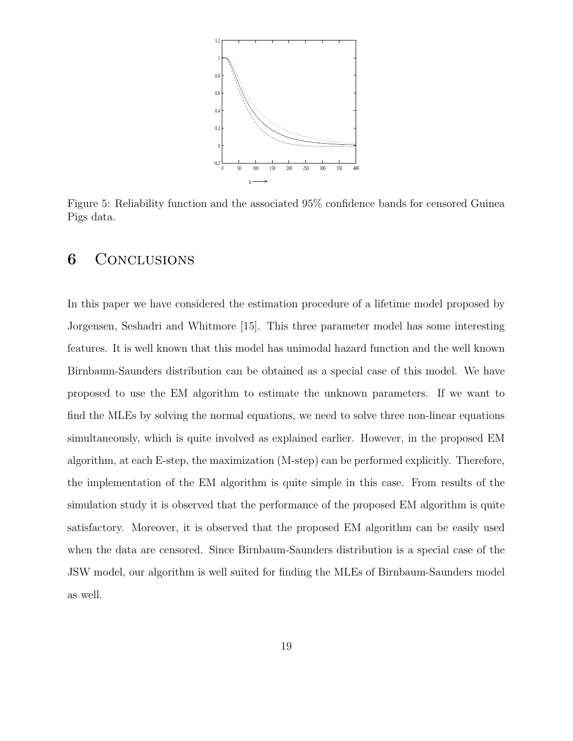Figure 5: Reliability function and the associated 95% confidence bands for censored Guinea Pigs data.

# 6 Conclusions

In this paper we have considered the estimation procedure of a lifetime model proposed by Jorgensen, Seshadri and Whitmore [15]. This three parameter model has some interesting features. It is well known that this model has unimodal hazard function and the well known Birnbaum-Saunders distribution can be obtained as a special case of this model. We have proposed to use the EM algorithm to estimate the unknown parameters. If we want to find the MLEs by solving the normal equations, we need to solve three non-linear equations simultaneously, which is quite involved as explained earlier. However, in the proposed EM algorithm, at each E-step, the maximization (M-step) can be performed explicitly. Therefore, the implementation of the EM algorithm is quite simple in this case. From results of the simulation study it is observed that the performance of the proposed EM algorithm is quite satisfactory. Moreover, it is observed that the proposed EM algorithm can be easily used when the data are censored. Since Birnbaum-Saunders distribution is a special case of the JSW model, our algorithm is well suited for finding the MLEs of Birnbaum-Saunders model as well.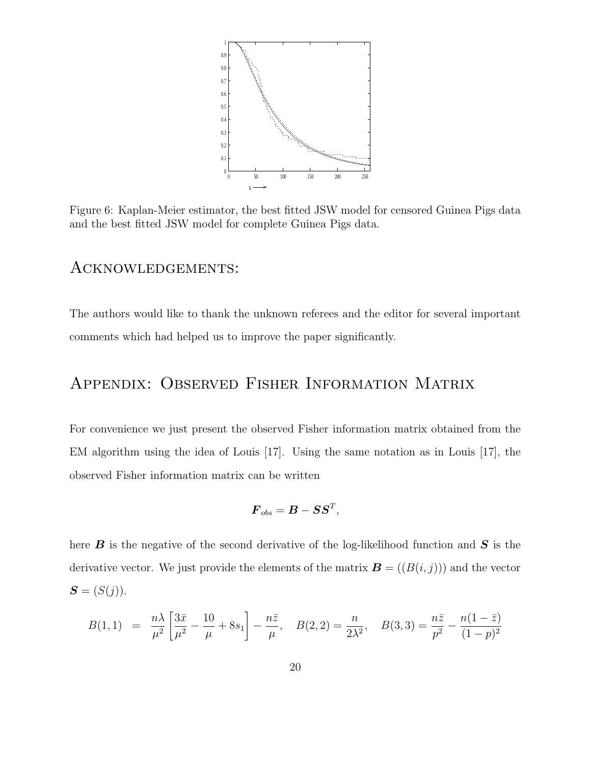Figure 6: Kaplan-Meier estimator, the best fitted JSW model for censored Guinea Pigs data and the best fitted JSW model for complete Guinea Pigs data.

# Acknowledgements:

The authors would like to thank the unknown referees and the editor for several important comments which had helped us to improve the paper significantly.

# Appendix: Observed Fisher Information Matrix

For convenience we just present the observed Fisher information matrix obtained from the EM algorithm using the idea of Louis [17]. Using the same notation as in Louis [17], the observed Fisher information matrix can be written

$$\boldsymbol{F}_{obs} = \boldsymbol{B} - \boldsymbol{S}\boldsymbol{S}^T,$$

here $\boldsymbol{B}$ is the negative of the second derivative of the log-likelihood function and $\boldsymbol{S}$ is the derivative vector. We just provide the elements of the matrix $\boldsymbol{B} = ((B(i,j)))$ and the vector $\boldsymbol{S} = (S(j))$.

$$B(1,1) = \frac{n\lambda}{\mu^2}\left[\frac{3\bar{x}}{\mu^2} - \frac{10}{\mu} + 8s_1\right] - \frac{n\bar{z}}{\mu}, \quad B(2,2) = \frac{n}{2\lambda^2}, \quad B(3,3) = \frac{n\bar{z}}{p^2} - \frac{n(1-\bar{z})}{(1-p)^2}$$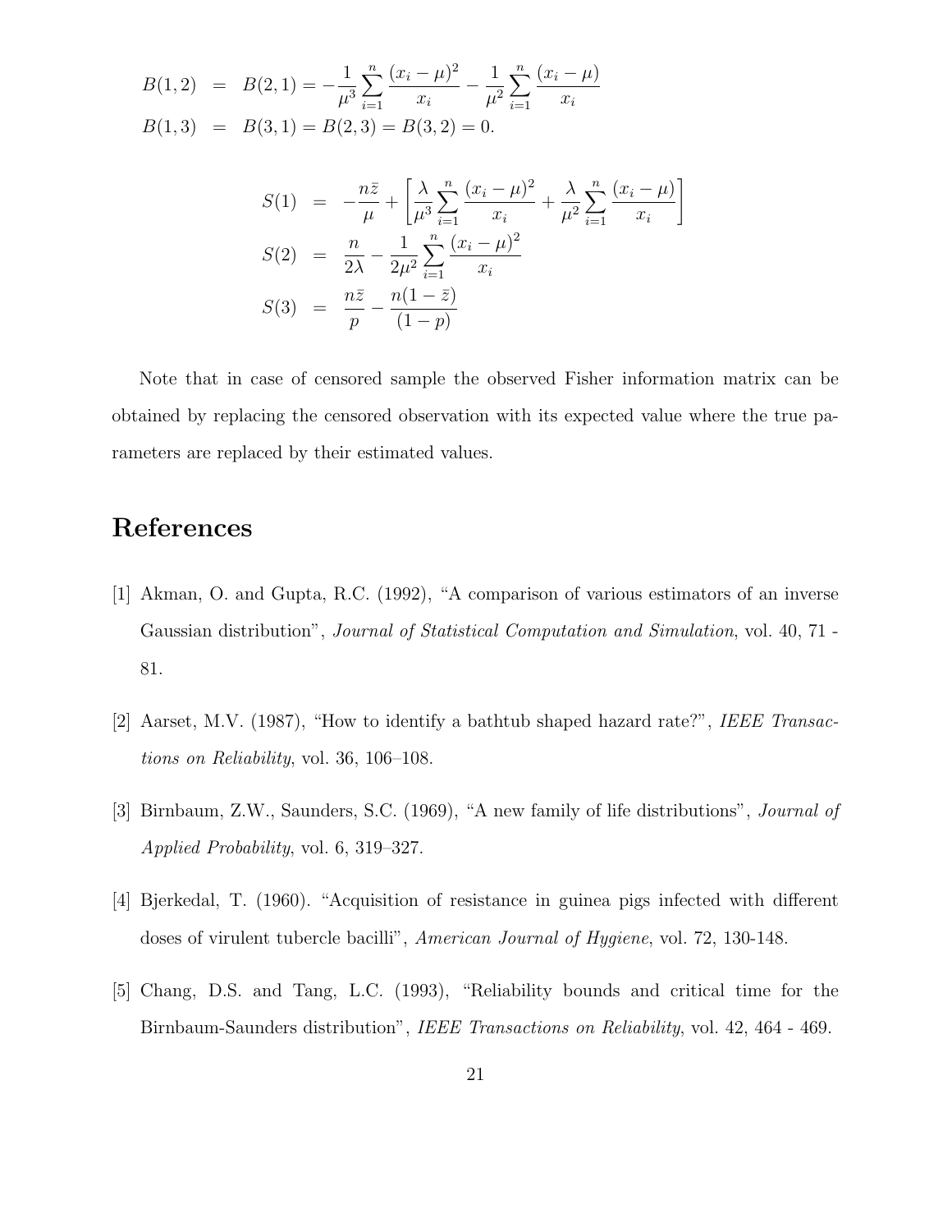$$
\begin{aligned}
B(1,2) &= B(2,1) = -\frac{1}{\mu^3}\sum_{i=1}^{n}\frac{(x_i-\mu)^2}{x_i} - \frac{1}{\mu^2}\sum_{i=1}^{n}\frac{(x_i-\mu)}{x_i} \\
B(1,3) &= B(3,1) = B(2,3) = B(3,2) = 0.
\end{aligned}
$$

$$
\begin{aligned}
S(1) &= -\frac{n\bar{z}}{\mu} + \left[\frac{\lambda}{\mu^3}\sum_{i=1}^{n}\frac{(x_i-\mu)^2}{x_i} + \frac{\lambda}{\mu^2}\sum_{i=1}^{n}\frac{(x_i-\mu)}{x_i}\right] \\
S(2) &= \frac{n}{2\lambda} - \frac{1}{2\mu^2}\sum_{i=1}^{n}\frac{(x_i-\mu)^2}{x_i} \\
S(3) &= \frac{n\bar{z}}{p} - \frac{n(1-\bar{z})}{(1-p)}
\end{aligned}
$$

Note that in case of censored sample the observed Fisher information matrix can be obtained by replacing the censored observation with its expected value where the true parameters are replaced by their estimated values.

# References

[1] Akman, O. and Gupta, R.C. (1992), "A comparison of various estimators of an inverse Gaussian distribution", *Journal of Statistical Computation and Simulation*, vol. 40, 71 - 81.

[2] Aarset, M.V. (1987), "How to identify a bathtub shaped hazard rate?", *IEEE Transactions on Reliability*, vol. 36, 106–108.

[3] Birnbaum, Z.W., Saunders, S.C. (1969), "A new family of life distributions", *Journal of Applied Probability*, vol. 6, 319–327.

[4] Bjerkedal, T. (1960). "Acquisition of resistance in guinea pigs infected with different doses of virulent tubercle bacilli", *American Journal of Hygiene*, vol. 72, 130-148.

[5] Chang, D.S. and Tang, L.C. (1993), "Reliability bounds and critical time for the Birnbaum-Saunders distribution", *IEEE Transactions on Reliability*, vol. 42, 464 - 469.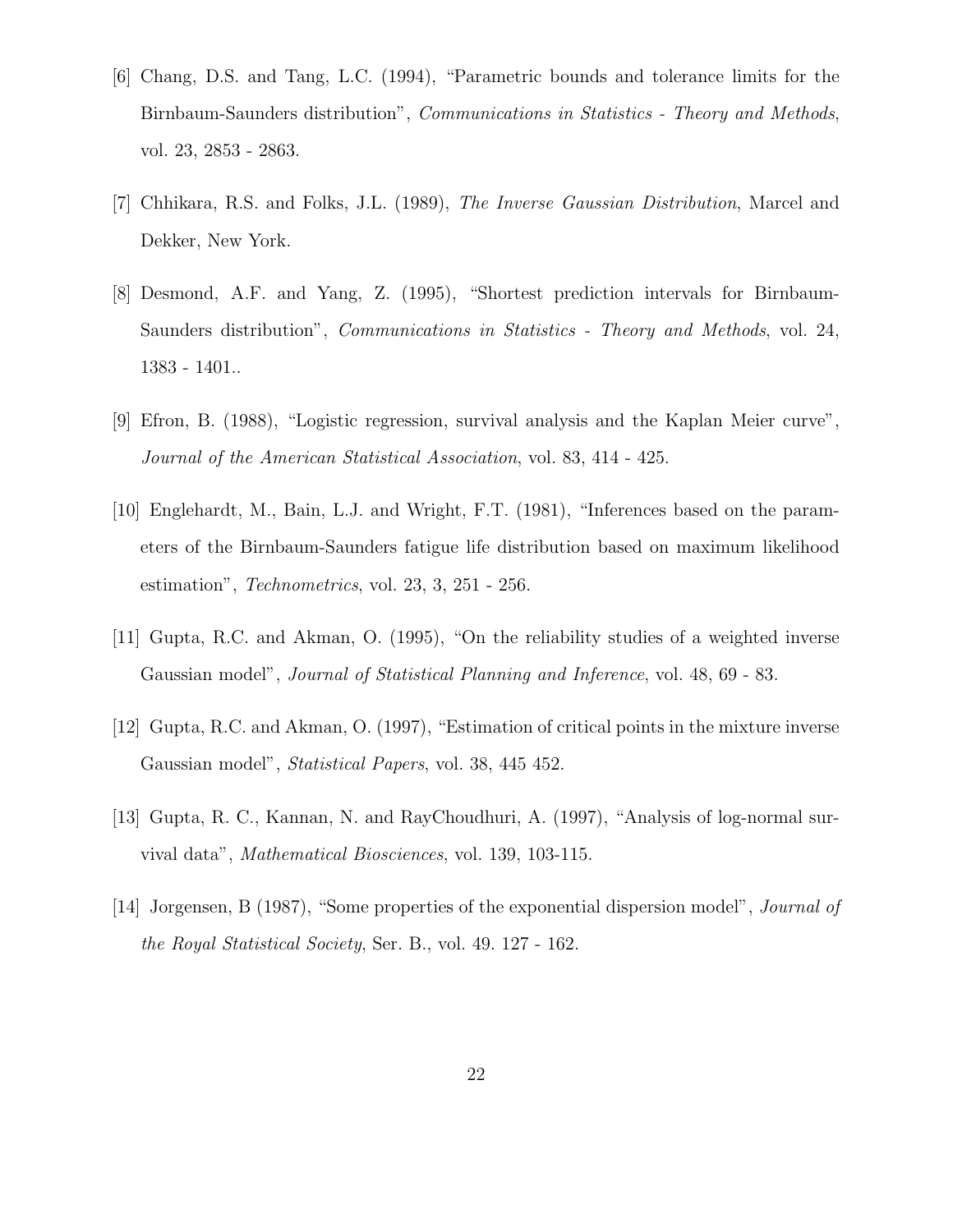[6] Chang, D.S. and Tang, L.C. (1994), "Parametric bounds and tolerance limits for the Birnbaum-Saunders distribution", *Communications in Statistics - Theory and Methods*, vol. 23, 2853 - 2863.

[7] Chhikara, R.S. and Folks, J.L. (1989), *The Inverse Gaussian Distribution*, Marcel and Dekker, New York.

[8] Desmond, A.F. and Yang, Z. (1995), "Shortest prediction intervals for Birnbaum-Saunders distribution", *Communications in Statistics - Theory and Methods*, vol. 24, 1383 - 1401..

[9] Efron, B. (1988), "Logistic regression, survival analysis and the Kaplan Meier curve", *Journal of the American Statistical Association*, vol. 83, 414 - 425.

[10] Englehardt, M., Bain, L.J. and Wright, F.T. (1981), "Inferences based on the parameters of the Birnbaum-Saunders fatigue life distribution based on maximum likelihood estimation", *Technometrics*, vol. 23, 3, 251 - 256.

[11] Gupta, R.C. and Akman, O. (1995), "On the reliability studies of a weighted inverse Gaussian model", *Journal of Statistical Planning and Inference*, vol. 48, 69 - 83.

[12] Gupta, R.C. and Akman, O. (1997), "Estimation of critical points in the mixture inverse Gaussian model", *Statistical Papers*, vol. 38, 445 452.

[13] Gupta, R. C., Kannan, N. and RayChoudhuri, A. (1997), "Analysis of log-normal survival data", *Mathematical Biosciences*, vol. 139, 103-115.

[14] Jorgensen, B (1987), "Some properties of the exponential dispersion model", *Journal of the Royal Statistical Society*, Ser. B., vol. 49. 127 - 162.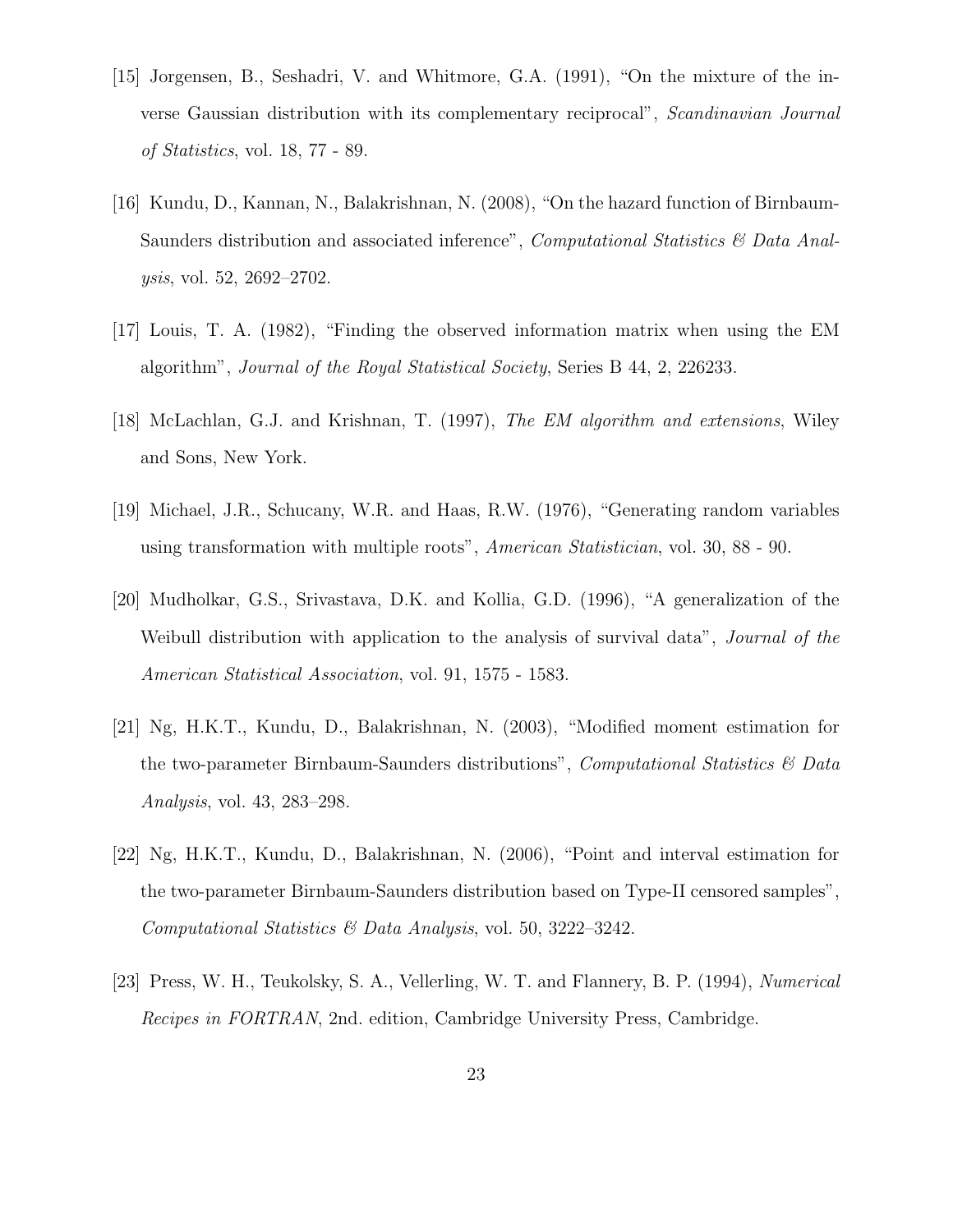[15] Jorgensen, B., Seshadri, V. and Whitmore, G.A. (1991), "On the mixture of the inverse Gaussian distribution with its complementary reciprocal", *Scandinavian Journal of Statistics*, vol. 18, 77 - 89.

[16] Kundu, D., Kannan, N., Balakrishnan, N. (2008), "On the hazard function of Birnbaum-Saunders distribution and associated inference", *Computational Statistics & Data Analysis*, vol. 52, 2692–2702.

[17] Louis, T. A. (1982), "Finding the observed information matrix when using the EM algorithm", *Journal of the Royal Statistical Society*, Series B 44, 2, 226233.

[18] McLachlan, G.J. and Krishnan, T. (1997), *The EM algorithm and extensions*, Wiley and Sons, New York.

[19] Michael, J.R., Schucany, W.R. and Haas, R.W. (1976), "Generating random variables using transformation with multiple roots", *American Statistician*, vol. 30, 88 - 90.

[20] Mudholkar, G.S., Srivastava, D.K. and Kollia, G.D. (1996), "A generalization of the Weibull distribution with application to the analysis of survival data", *Journal of the American Statistical Association*, vol. 91, 1575 - 1583.

[21] Ng, H.K.T., Kundu, D., Balakrishnan, N. (2003), "Modified moment estimation for the two-parameter Birnbaum-Saunders distributions", *Computational Statistics & Data Analysis*, vol. 43, 283–298.

[22] Ng, H.K.T., Kundu, D., Balakrishnan, N. (2006), "Point and interval estimation for the two-parameter Birnbaum-Saunders distribution based on Type-II censored samples", *Computational Statistics & Data Analysis*, vol. 50, 3222–3242.

[23] Press, W. H., Teukolsky, S. A., Vellerling, W. T. and Flannery, B. P. (1994), *Numerical Recipes in FORTRAN*, 2nd. edition, Cambridge University Press, Cambridge.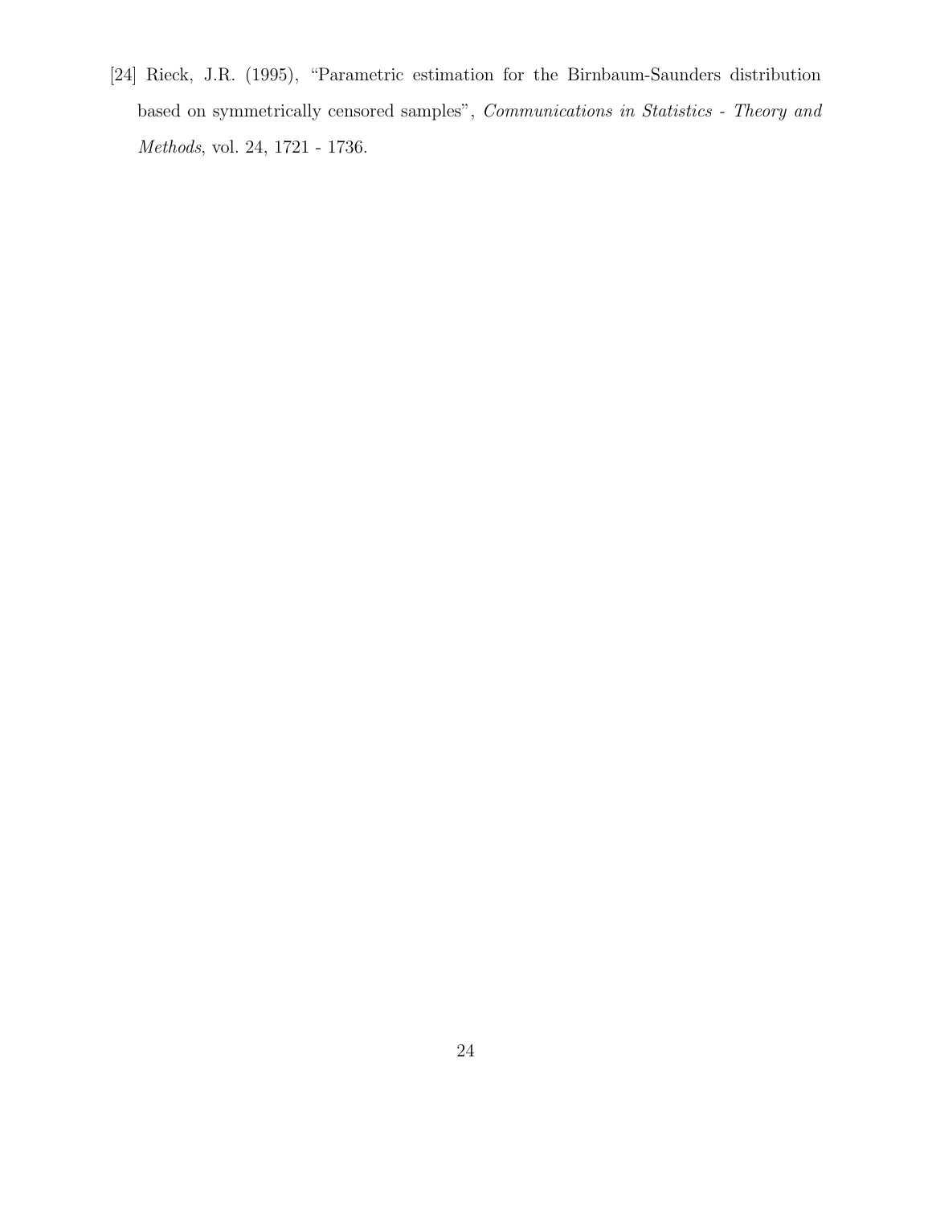[24] Rieck, J.R. (1995), "Parametric estimation for the Birnbaum-Saunders distribution based on symmetrically censored samples", *Communications in Statistics - Theory and Methods*, vol. 24, 1721 - 1736.